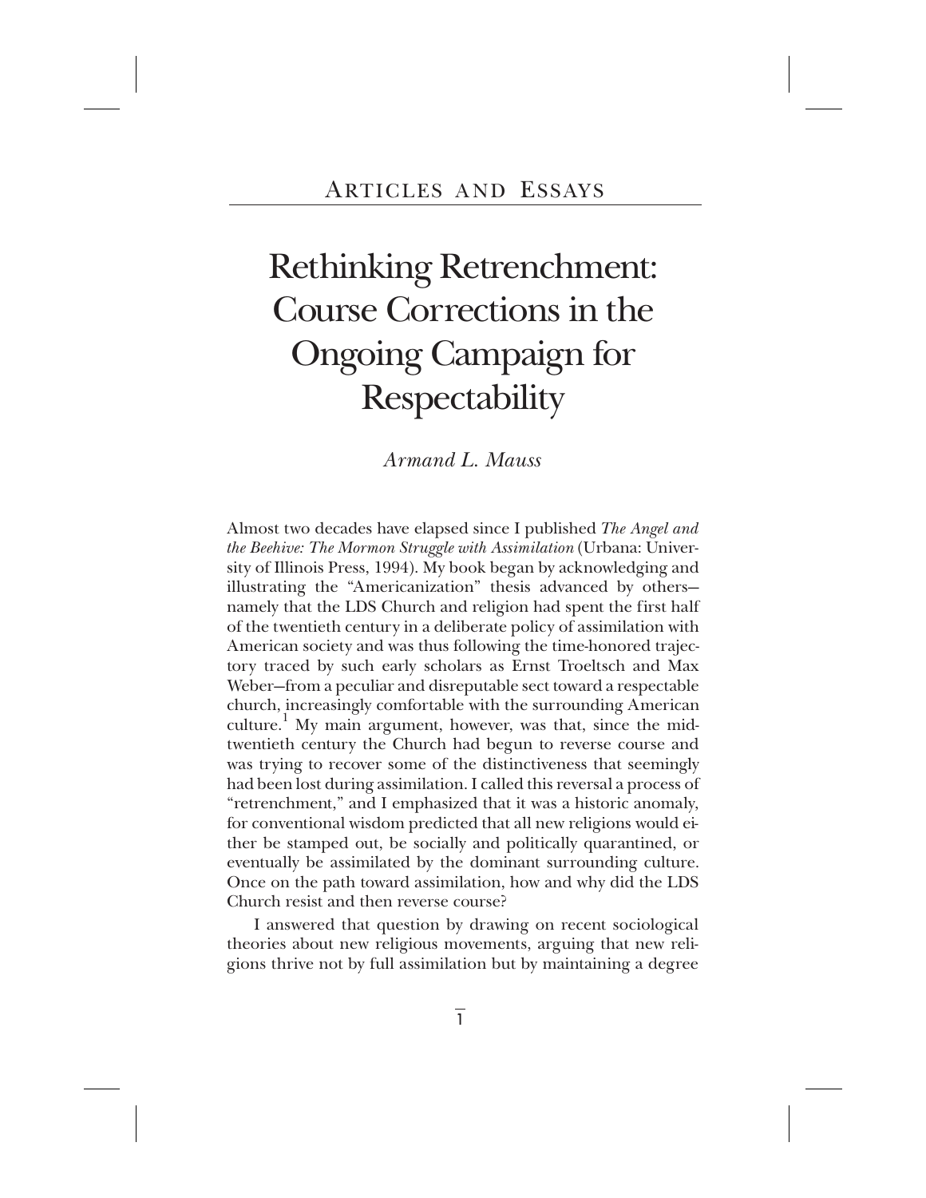## Articles and Essays

# Rethinking Retrenchment: Course Corrections in the Ongoing Campaign for Respectability

*Armand L. Mauss*

Almost two decades have elapsed since I published *The Angel and the Beehive: The Mormon Struggle with Assimilation* (Urbana: University of Illinois Press, 1994). My book began by acknowledging and illustrating the "Americanization" thesis advanced by others—namely that the LDS Church and religion had spent the first half of the twentieth century in a deliberate policy of assimilation with American society and was thus following the time-honored trajectory traced by such early scholars as Ernst Troeltsch and Max Weber—from a peculiar and disreputable sect toward a respectable church, increasingly comfortable with the surrounding American culture.[1] My main argument, however, was that, since the mid-twentieth century the Church had begun to reverse course and was trying to recover some of the distinctiveness that seemingly had been lost during assimilation. I called this reversal a process of "retrenchment," and I emphasized that it was a historic anomaly, for conventional wisdom predicted that all new religions would either be stamped out, be socially and politically quarantined, or eventually be assimilated by the dominant surrounding culture. Once on the path toward assimilation, how and why did the LDS Church resist and then reverse course?

I answered that question by drawing on recent sociological theories about new religious movements, arguing that new religions thrive not by full assimilation but by maintaining a degree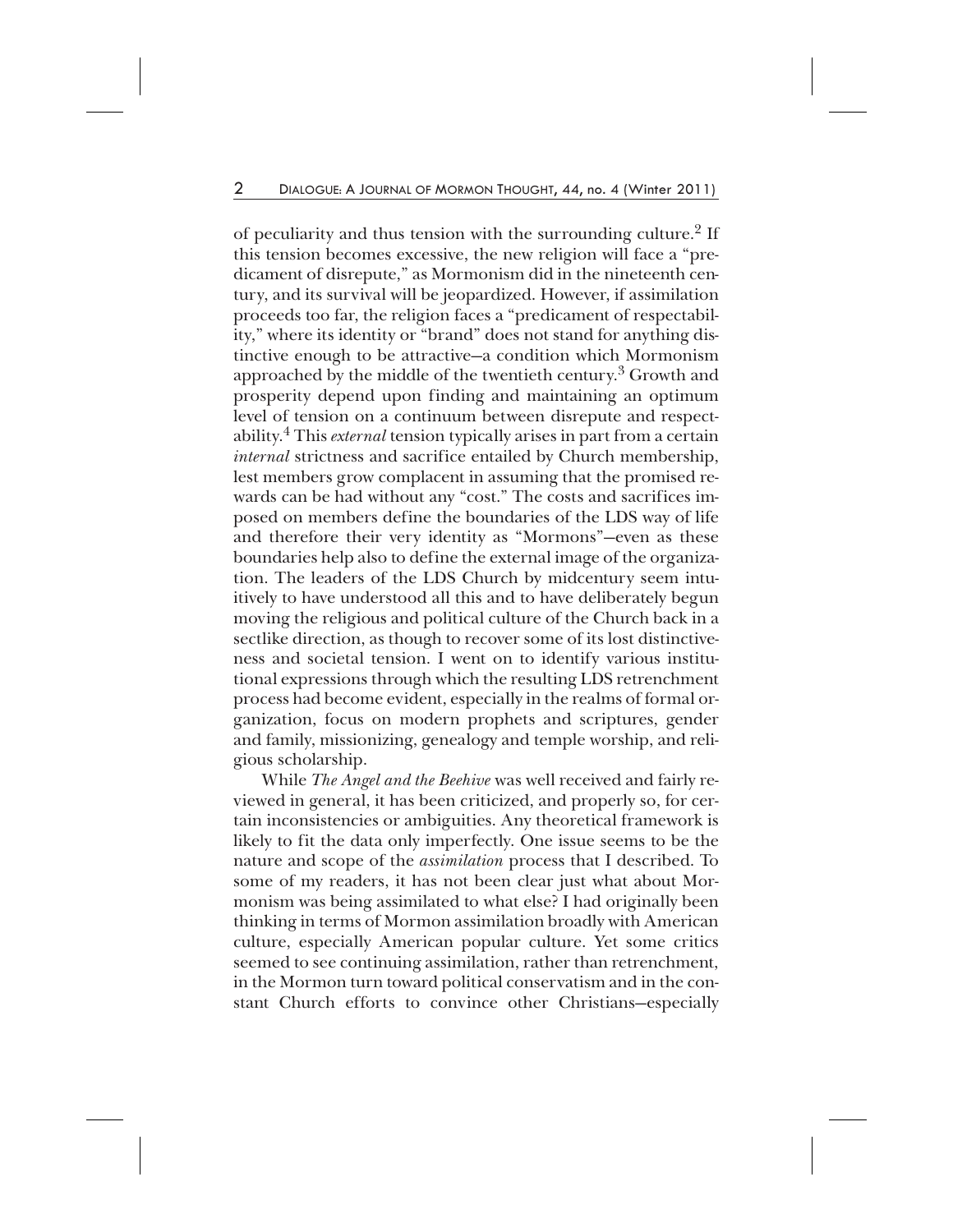of peculiarity and thus tension with the surrounding culture.[2] If this tension becomes excessive, the new religion will face a "predicament of disrepute," as Mormonism did in the nineteenth century, and its survival will be jeopardized. However, if assimilation proceeds too far, the religion faces a "predicament of respectability," where its identity or "brand" does not stand for anything distinctive enough to be attractive—a condition which Mormonism approached by the middle of the twentieth century.[3] Growth and prosperity depend upon finding and maintaining an optimum level of tension on a continuum between disrepute and respectability.[4] This *external* tension typically arises in part from a certain *internal* strictness and sacrifice entailed by Church membership, lest members grow complacent in assuming that the promised rewards can be had without any "cost." The costs and sacrifices imposed on members define the boundaries of the LDS way of life and therefore their very identity as "Mormons"—even as these boundaries help also to define the external image of the organization. The leaders of the LDS Church by midcentury seem intuitively to have understood all this and to have deliberately begun moving the religious and political culture of the Church back in a sectlike direction, as though to recover some of its lost distinctiveness and societal tension. I went on to identify various institutional expressions through which the resulting LDS retrenchment process had become evident, especially in the realms of formal organization, focus on modern prophets and scriptures, gender and family, missionizing, genealogy and temple worship, and religious scholarship.

While *The Angel and the Beehive* was well received and fairly reviewed in general, it has been criticized, and properly so, for certain inconsistencies or ambiguities. Any theoretical framework is likely to fit the data only imperfectly. One issue seems to be the nature and scope of the *assimilation* process that I described. To some of my readers, it has not been clear just what about Mormonism was being assimilated to what else? I had originally been thinking in terms of Mormon assimilation broadly with American culture, especially American popular culture. Yet some critics seemed to see continuing assimilation, rather than retrenchment, in the Mormon turn toward political conservatism and in the constant Church efforts to convince other Christians—especially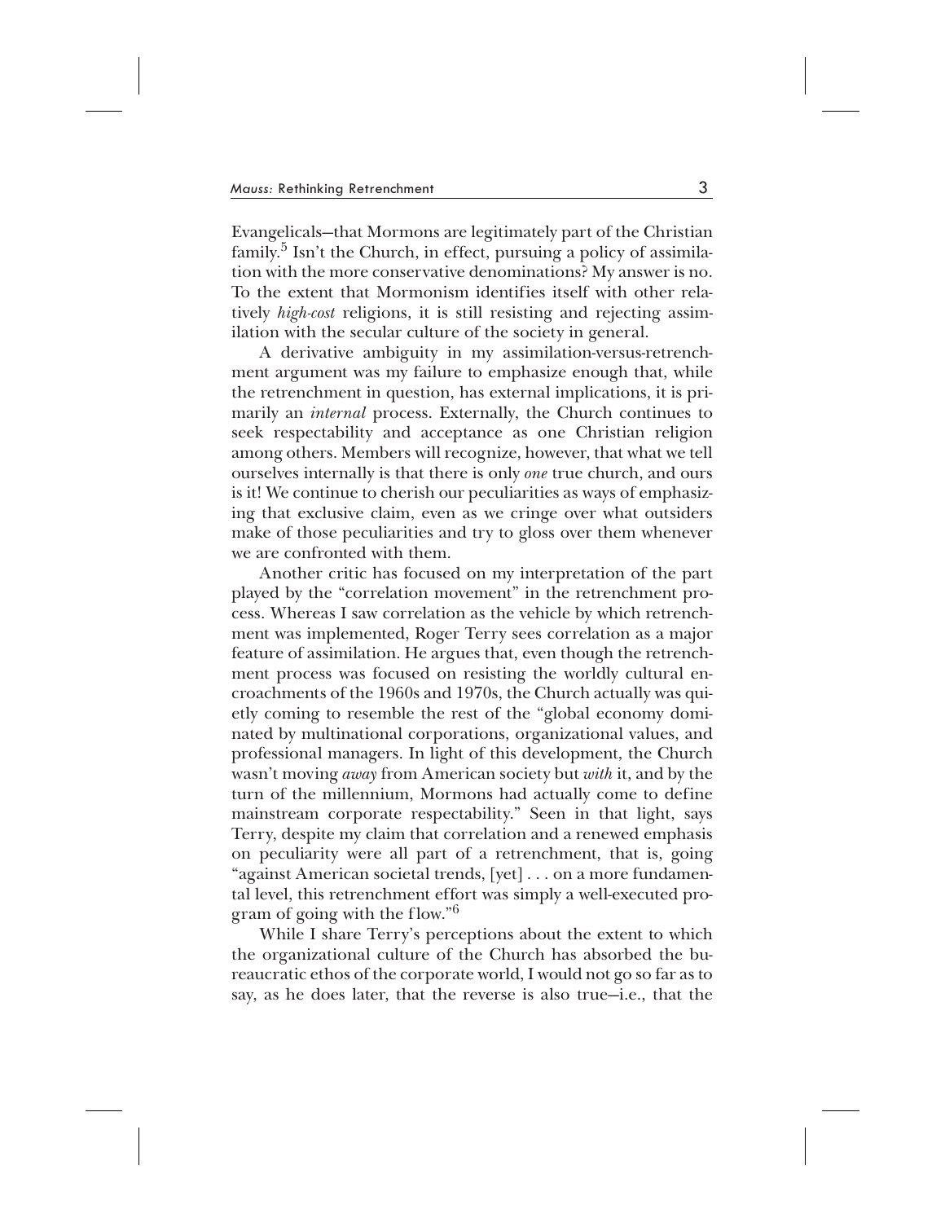Evangelicals—that Mormons are legitimately part of the Christian family.[5] Isn't the Church, in effect, pursuing a policy of assimilation with the more conservative denominations? My answer is no. To the extent that Mormonism identifies itself with other relatively *high-cost* religions, it is still resisting and rejecting assimilation with the secular culture of the society in general.

A derivative ambiguity in my assimilation-versus-retrenchment argument was my failure to emphasize enough that, while the retrenchment in question, has external implications, it is primarily an *internal* process. Externally, the Church continues to seek respectability and acceptance as one Christian religion among others. Members will recognize, however, that what we tell ourselves internally is that there is only *one* true church, and ours is it! We continue to cherish our peculiarities as ways of emphasizing that exclusive claim, even as we cringe over what outsiders make of those peculiarities and try to gloss over them whenever we are confronted with them.

Another critic has focused on my interpretation of the part played by the "correlation movement" in the retrenchment process. Whereas I saw correlation as the vehicle by which retrenchment was implemented, Roger Terry sees correlation as a major feature of assimilation. He argues that, even though the retrenchment process was focused on resisting the worldly cultural encroachments of the 1960s and 1970s, the Church actually was quietly coming to resemble the rest of the "global economy dominated by multinational corporations, organizational values, and professional managers. In light of this development, the Church wasn't moving *away* from American society but *with* it, and by the turn of the millennium, Mormons had actually come to define mainstream corporate respectability." Seen in that light, says Terry, despite my claim that correlation and a renewed emphasis on peculiarity were all part of a retrenchment, that is, going "against American societal trends, [yet] . . . on a more fundamental level, this retrenchment effort was simply a well-executed program of going with the flow."[6]

While I share Terry's perceptions about the extent to which the organizational culture of the Church has absorbed the bureaucratic ethos of the corporate world, I would not go so far as to say, as he does later, that the reverse is also true—i.e., that the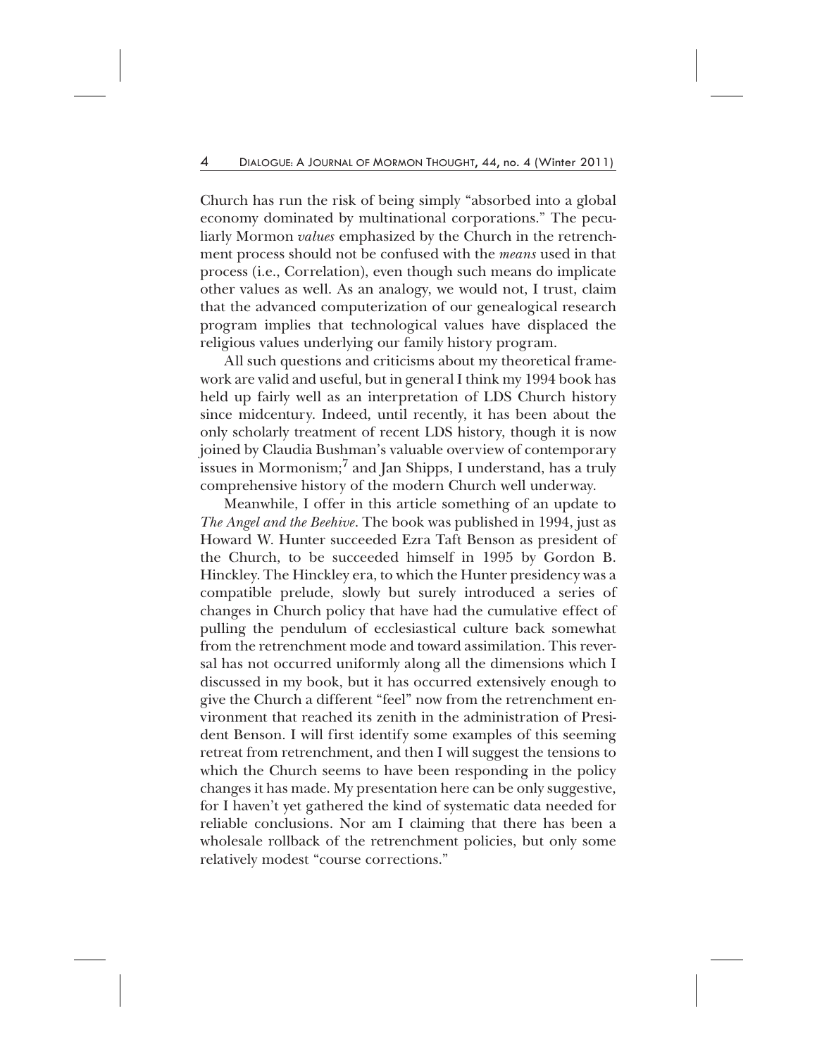Church has run the risk of being simply "absorbed into a global economy dominated by multinational corporations." The peculiarly Mormon *values* emphasized by the Church in the retrenchment process should not be confused with the *means* used in that process (i.e., Correlation), even though such means do implicate other values as well. As an analogy, we would not, I trust, claim that the advanced computerization of our genealogical research program implies that technological values have displaced the religious values underlying our family history program.

All such questions and criticisms about my theoretical framework are valid and useful, but in general I think my 1994 book has held up fairly well as an interpretation of LDS Church history since midcentury. Indeed, until recently, it has been about the only scholarly treatment of recent LDS history, though it is now joined by Claudia Bushman's valuable overview of contemporary issues in Mormonism;[7] and Jan Shipps, I understand, has a truly comprehensive history of the modern Church well underway.

Meanwhile, I offer in this article something of an update to *The Angel and the Beehive*. The book was published in 1994, just as Howard W. Hunter succeeded Ezra Taft Benson as president of the Church, to be succeeded himself in 1995 by Gordon B. Hinckley. The Hinckley era, to which the Hunter presidency was a compatible prelude, slowly but surely introduced a series of changes in Church policy that have had the cumulative effect of pulling the pendulum of ecclesiastical culture back somewhat from the retrenchment mode and toward assimilation. This reversal has not occurred uniformly along all the dimensions which I discussed in my book, but it has occurred extensively enough to give the Church a different "feel" now from the retrenchment environment that reached its zenith in the administration of President Benson. I will first identify some examples of this seeming retreat from retrenchment, and then I will suggest the tensions to which the Church seems to have been responding in the policy changes it has made. My presentation here can be only suggestive, for I haven't yet gathered the kind of systematic data needed for reliable conclusions. Nor am I claiming that there has been a wholesale rollback of the retrenchment policies, but only some relatively modest "course corrections."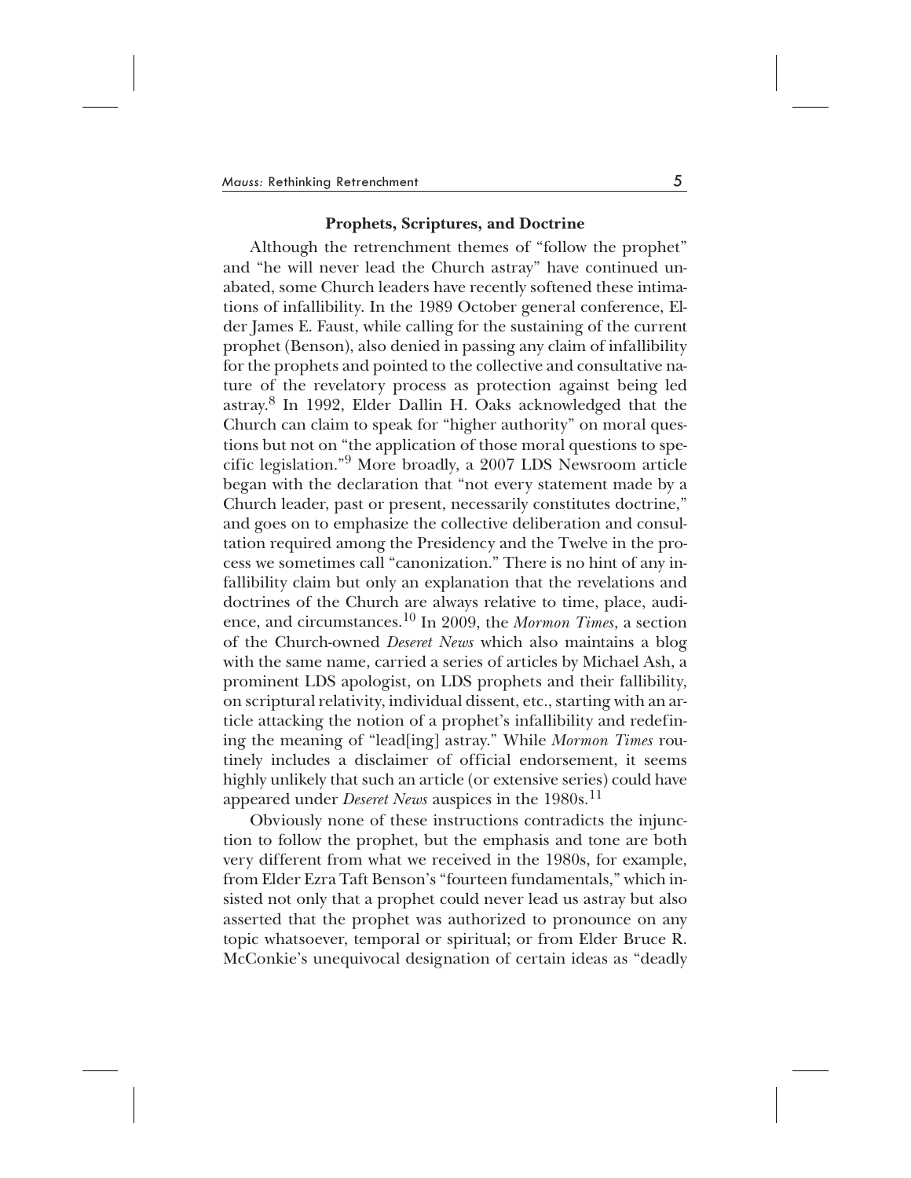### Prophets, Scriptures, and Doctrine

Although the retrenchment themes of "follow the prophet" and "he will never lead the Church astray" have continued unabated, some Church leaders have recently softened these intimations of infallibility. In the 1989 October general conference, Elder James E. Faust, while calling for the sustaining of the current prophet (Benson), also denied in passing any claim of infallibility for the prophets and pointed to the collective and consultative nature of the revelatory process as protection against being led astray.[8] In 1992, Elder Dallin H. Oaks acknowledged that the Church can claim to speak for "higher authority" on moral questions but not on "the application of those moral questions to specific legislation."[9] More broadly, a 2007 LDS Newsroom article began with the declaration that "not every statement made by a Church leader, past or present, necessarily constitutes doctrine," and goes on to emphasize the collective deliberation and consultation required among the Presidency and the Twelve in the process we sometimes call "canonization." There is no hint of any infallibility claim but only an explanation that the revelations and doctrines of the Church are always relative to time, place, audience, and circumstances.[10] In 2009, the *Mormon Times*, a section of the Church-owned *Deseret News* which also maintains a blog with the same name, carried a series of articles by Michael Ash, a prominent LDS apologist, on LDS prophets and their fallibility, on scriptural relativity, individual dissent, etc., starting with an article attacking the notion of a prophet's infallibility and redefining the meaning of "lead[ing] astray." While *Mormon Times* routinely includes a disclaimer of official endorsement, it seems highly unlikely that such an article (or extensive series) could have appeared under *Deseret News* auspices in the 1980s.[11]

Obviously none of these instructions contradicts the injunction to follow the prophet, but the emphasis and tone are both very different from what we received in the 1980s, for example, from Elder Ezra Taft Benson's "fourteen fundamentals," which insisted not only that a prophet could never lead us astray but also asserted that the prophet was authorized to pronounce on any topic whatsoever, temporal or spiritual; or from Elder Bruce R. McConkie's unequivocal designation of certain ideas as "deadly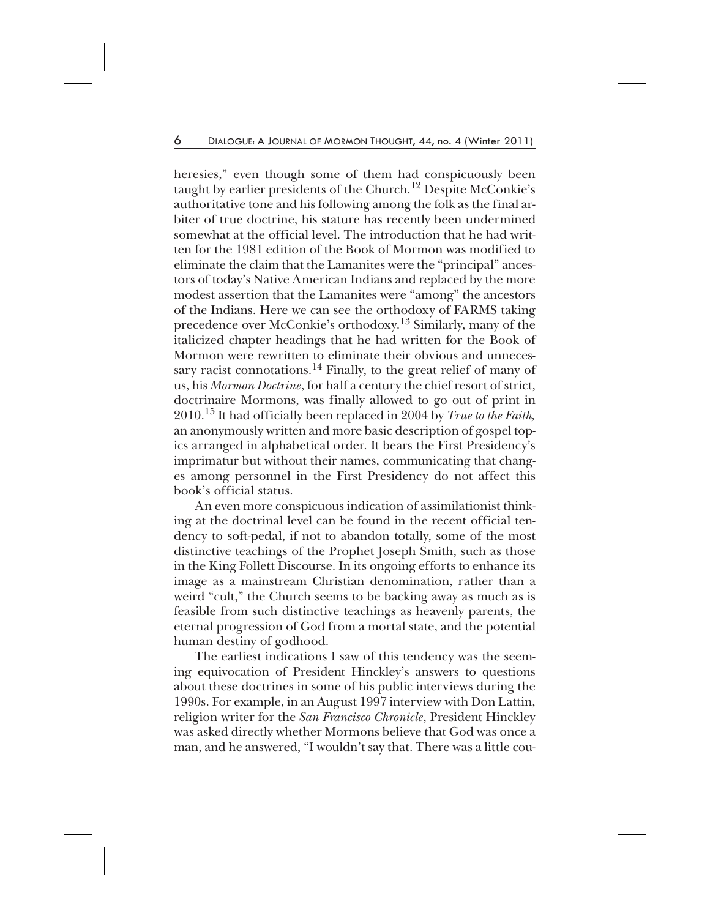heresies," even though some of them had conspicuously been taught by earlier presidents of the Church.[12] Despite McConkie's authoritative tone and his following among the folk as the final arbiter of true doctrine, his stature has recently been undermined somewhat at the official level. The introduction that he had written for the 1981 edition of the Book of Mormon was modified to eliminate the claim that the Lamanites were the "principal" ancestors of today's Native American Indians and replaced by the more modest assertion that the Lamanites were "among" the ancestors of the Indians. Here we can see the orthodoxy of FARMS taking precedence over McConkie's orthodoxy.[13] Similarly, many of the italicized chapter headings that he had written for the Book of Mormon were rewritten to eliminate their obvious and unnecessary racist connotations.[14] Finally, to the great relief of many of us, his *Mormon Doctrine*, for half a century the chief resort of strict, doctrinaire Mormons, was finally allowed to go out of print in 2010.[15] It had officially been replaced in 2004 by *True to the Faith,* an anonymously written and more basic description of gospel topics arranged in alphabetical order. It bears the First Presidency's imprimatur but without their names, communicating that changes among personnel in the First Presidency do not affect this book's official status.

An even more conspicuous indication of assimilationist thinking at the doctrinal level can be found in the recent official tendency to soft-pedal, if not to abandon totally, some of the most distinctive teachings of the Prophet Joseph Smith, such as those in the King Follett Discourse. In its ongoing efforts to enhance its image as a mainstream Christian denomination, rather than a weird "cult," the Church seems to be backing away as much as is feasible from such distinctive teachings as heavenly parents, the eternal progression of God from a mortal state, and the potential human destiny of godhood.

The earliest indications I saw of this tendency was the seeming equivocation of President Hinckley's answers to questions about these doctrines in some of his public interviews during the 1990s. For example, in an August 1997 interview with Don Lattin, religion writer for the *San Francisco Chronicle*, President Hinckley was asked directly whether Mormons believe that God was once a man, and he answered, "I wouldn't say that. There was a little cou-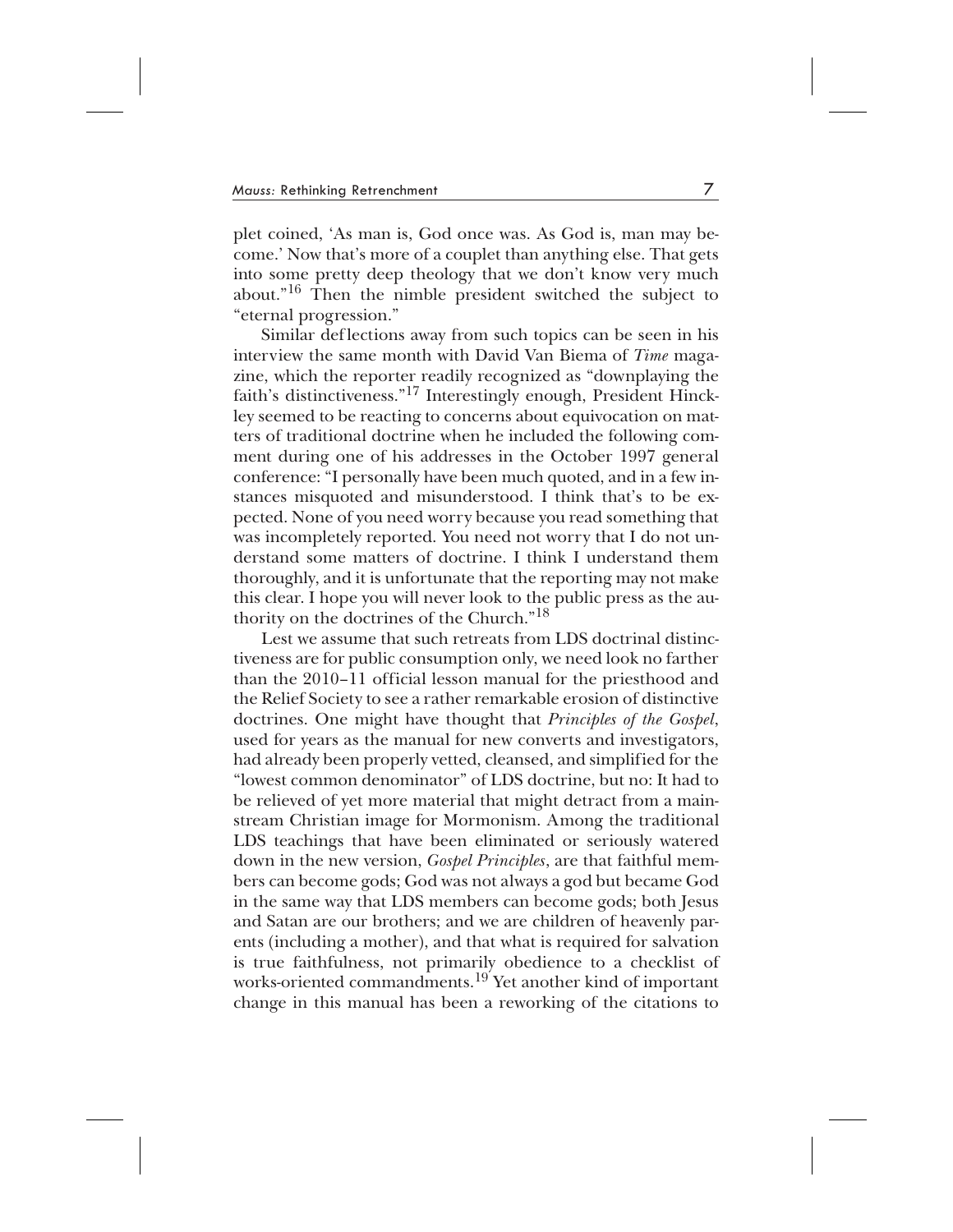plet coined, 'As man is, God once was. As God is, man may become.' Now that's more of a couplet than anything else. That gets into some pretty deep theology that we don't know very much about."[16] Then the nimble president switched the subject to "eternal progression."

Similar deflections away from such topics can be seen in his interview the same month with David Van Biema of *Time* magazine, which the reporter readily recognized as "downplaying the faith's distinctiveness."[17] Interestingly enough, President Hinckley seemed to be reacting to concerns about equivocation on matters of traditional doctrine when he included the following comment during one of his addresses in the October 1997 general conference: "I personally have been much quoted, and in a few instances misquoted and misunderstood. I think that's to be expected. None of you need worry because you read something that was incompletely reported. You need not worry that I do not understand some matters of doctrine. I think I understand them thoroughly, and it is unfortunate that the reporting may not make this clear. I hope you will never look to the public press as the authority on the doctrines of the Church."[18]

Lest we assume that such retreats from LDS doctrinal distinctiveness are for public consumption only, we need look no farther than the 2010–11 official lesson manual for the priesthood and the Relief Society to see a rather remarkable erosion of distinctive doctrines. One might have thought that *Principles of the Gospel*, used for years as the manual for new converts and investigators, had already been properly vetted, cleansed, and simplified for the "lowest common denominator" of LDS doctrine, but no: It had to be relieved of yet more material that might detract from a mainstream Christian image for Mormonism. Among the traditional LDS teachings that have been eliminated or seriously watered down in the new version, *Gospel Principles*, are that faithful members can become gods; God was not always a god but became God in the same way that LDS members can become gods; both Jesus and Satan are our brothers; and we are children of heavenly parents (including a mother), and that what is required for salvation is true faithfulness, not primarily obedience to a checklist of works-oriented commandments.[19] Yet another kind of important change in this manual has been a reworking of the citations to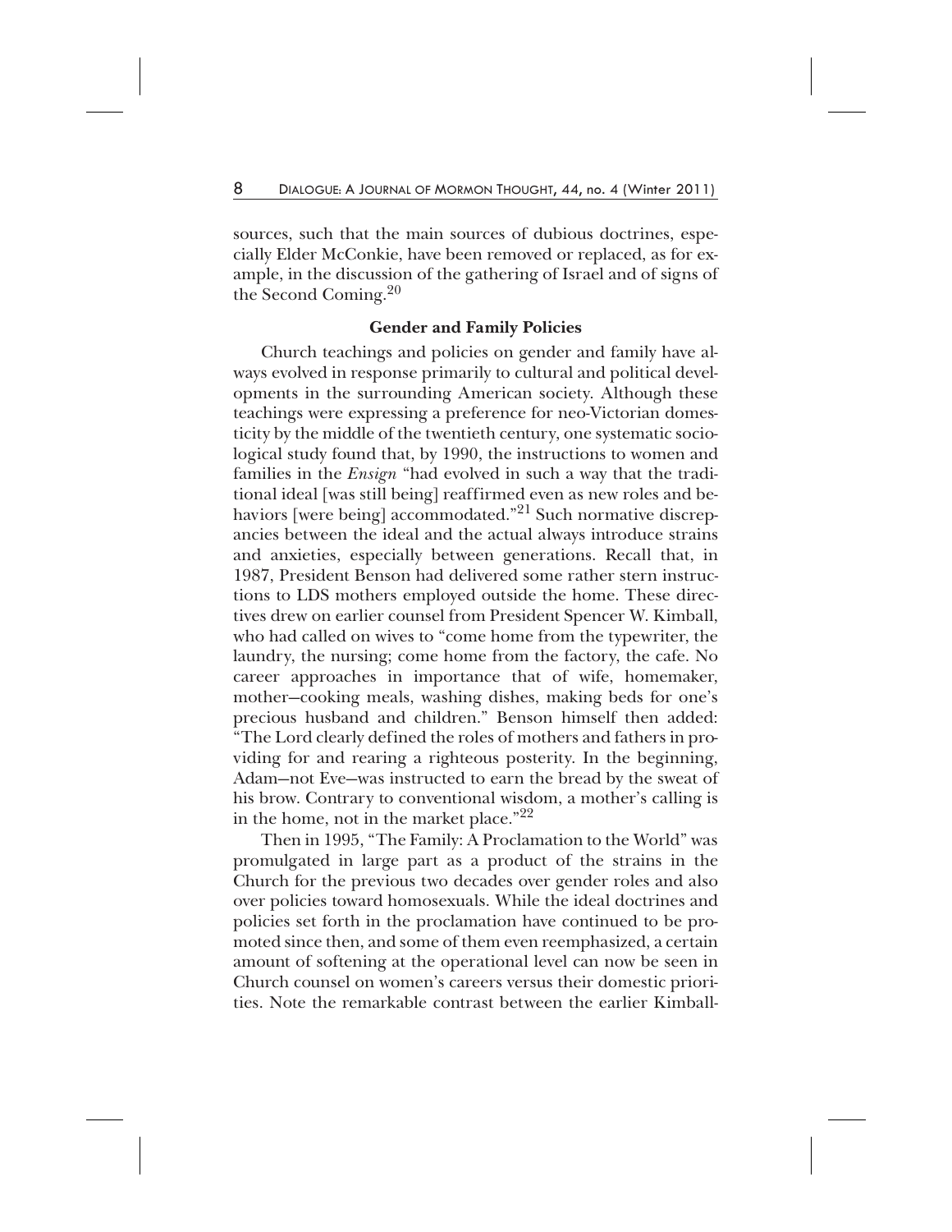sources, such that the main sources of dubious doctrines, especially Elder McConkie, have been removed or replaced, as for example, in the discussion of the gathering of Israel and of signs of the Second Coming.[20]

### Gender and Family Policies

Church teachings and policies on gender and family have always evolved in response primarily to cultural and political developments in the surrounding American society. Although these teachings were expressing a preference for neo-Victorian domesticity by the middle of the twentieth century, one systematic sociological study found that, by 1990, the instructions to women and families in the *Ensign* "had evolved in such a way that the traditional ideal [was still being] reaffirmed even as new roles and behaviors [were being] accommodated."[21] Such normative discrepancies between the ideal and the actual always introduce strains and anxieties, especially between generations. Recall that, in 1987, President Benson had delivered some rather stern instructions to LDS mothers employed outside the home. These directives drew on earlier counsel from President Spencer W. Kimball, who had called on wives to "come home from the typewriter, the laundry, the nursing; come home from the factory, the cafe. No career approaches in importance that of wife, homemaker, mother—cooking meals, washing dishes, making beds for one's precious husband and children." Benson himself then added: "The Lord clearly defined the roles of mothers and fathers in providing for and rearing a righteous posterity. In the beginning, Adam—not Eve—was instructed to earn the bread by the sweat of his brow. Contrary to conventional wisdom, a mother's calling is in the home, not in the market place."[22]

Then in 1995, "The Family: A Proclamation to the World" was promulgated in large part as a product of the strains in the Church for the previous two decades over gender roles and also over policies toward homosexuals. While the ideal doctrines and policies set forth in the proclamation have continued to be promoted since then, and some of them even reemphasized, a certain amount of softening at the operational level can now be seen in Church counsel on women's careers versus their domestic priorities. Note the remarkable contrast between the earlier Kimball-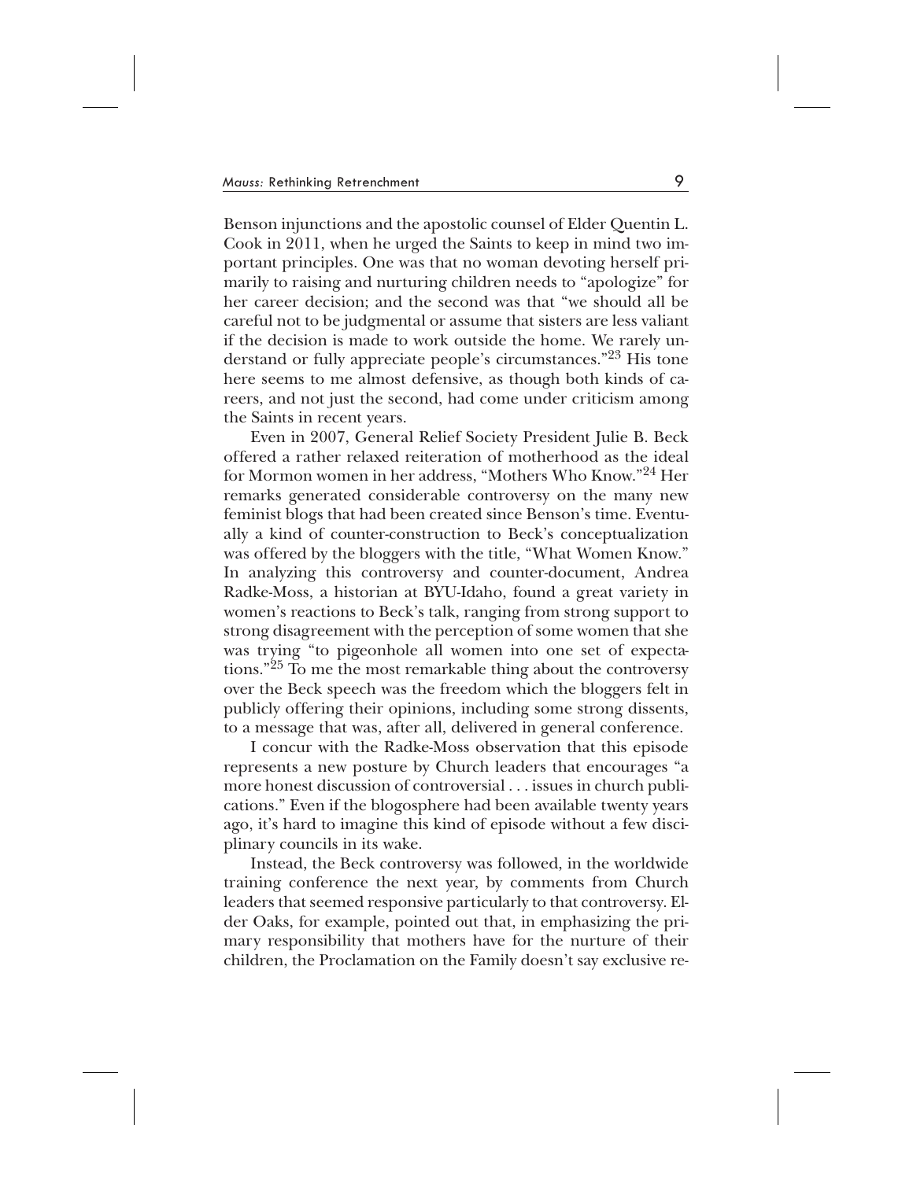Benson injunctions and the apostolic counsel of Elder Quentin L. Cook in 2011, when he urged the Saints to keep in mind two important principles. One was that no woman devoting herself primarily to raising and nurturing children needs to "apologize" for her career decision; and the second was that "we should all be careful not to be judgmental or assume that sisters are less valiant if the decision is made to work outside the home. We rarely understand or fully appreciate people's circumstances."[23] His tone here seems to me almost defensive, as though both kinds of careers, and not just the second, had come under criticism among the Saints in recent years.

Even in 2007, General Relief Society President Julie B. Beck offered a rather relaxed reiteration of motherhood as the ideal for Mormon women in her address, "Mothers Who Know."[24] Her remarks generated considerable controversy on the many new feminist blogs that had been created since Benson's time. Eventually a kind of counter-construction to Beck's conceptualization was offered by the bloggers with the title, "What Women Know." In analyzing this controversy and counter-document, Andrea Radke-Moss, a historian at BYU-Idaho, found a great variety in women's reactions to Beck's talk, ranging from strong support to strong disagreement with the perception of some women that she was trying "to pigeonhole all women into one set of expectations."[25] To me the most remarkable thing about the controversy over the Beck speech was the freedom which the bloggers felt in publicly offering their opinions, including some strong dissents, to a message that was, after all, delivered in general conference.

I concur with the Radke-Moss observation that this episode represents a new posture by Church leaders that encourages "a more honest discussion of controversial . . . issues in church publications." Even if the blogosphere had been available twenty years ago, it's hard to imagine this kind of episode without a few disciplinary councils in its wake.

Instead, the Beck controversy was followed, in the worldwide training conference the next year, by comments from Church leaders that seemed responsive particularly to that controversy. Elder Oaks, for example, pointed out that, in emphasizing the primary responsibility that mothers have for the nurture of their children, the Proclamation on the Family doesn't say exclusive re-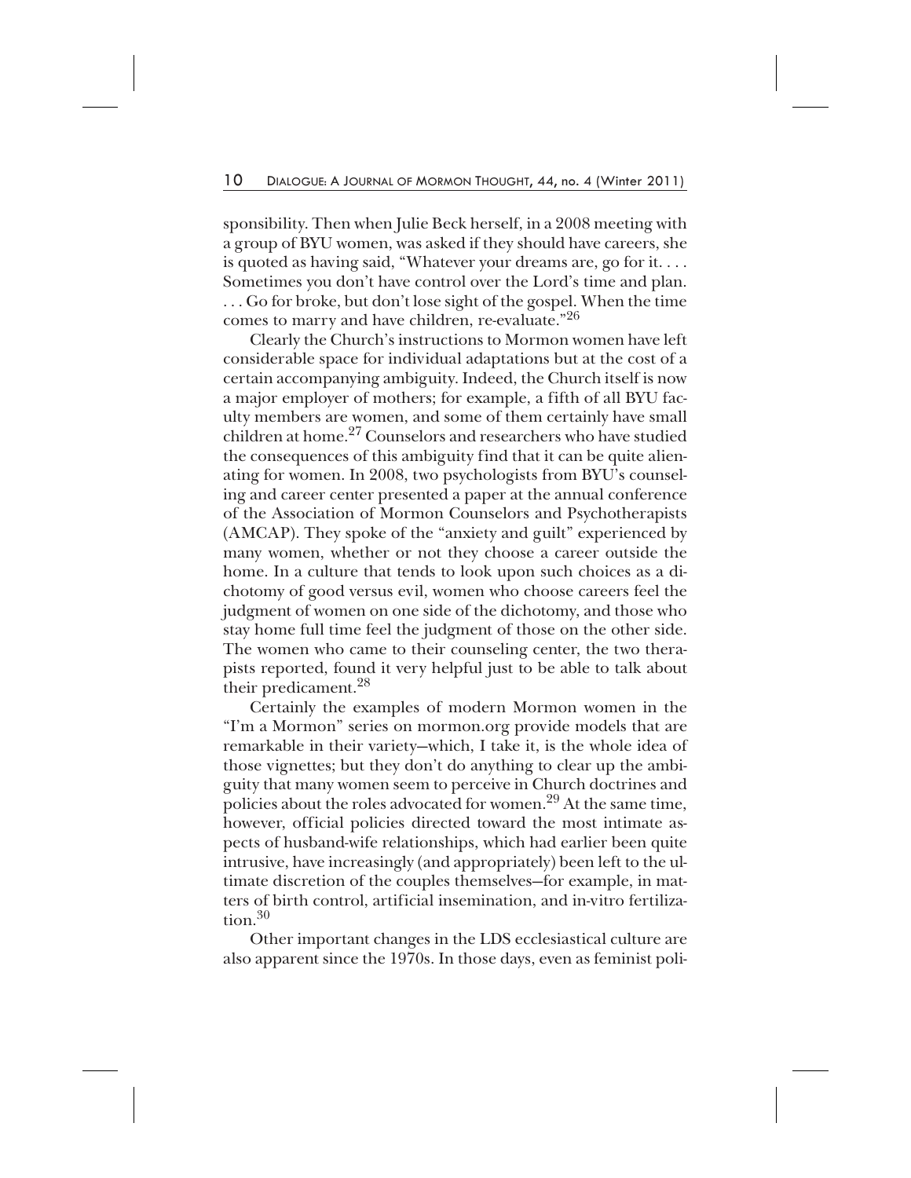sponsibility. Then when Julie Beck herself, in a 2008 meeting with a group of BYU women, was asked if they should have careers, she is quoted as having said, "Whatever your dreams are, go for it. . . . Sometimes you don't have control over the Lord's time and plan. . . . Go for broke, but don't lose sight of the gospel. When the time comes to marry and have children, re-evaluate."[26]

Clearly the Church's instructions to Mormon women have left considerable space for individual adaptations but at the cost of a certain accompanying ambiguity. Indeed, the Church itself is now a major employer of mothers; for example, a fifth of all BYU faculty members are women, and some of them certainly have small children at home.[27] Counselors and researchers who have studied the consequences of this ambiguity find that it can be quite alienating for women. In 2008, two psychologists from BYU's counseling and career center presented a paper at the annual conference of the Association of Mormon Counselors and Psychotherapists (AMCAP). They spoke of the "anxiety and guilt" experienced by many women, whether or not they choose a career outside the home. In a culture that tends to look upon such choices as a dichotomy of good versus evil, women who choose careers feel the judgment of women on one side of the dichotomy, and those who stay home full time feel the judgment of those on the other side. The women who came to their counseling center, the two therapists reported, found it very helpful just to be able to talk about their predicament.[28]

Certainly the examples of modern Mormon women in the "I'm a Mormon" series on mormon.org provide models that are remarkable in their variety—which, I take it, is the whole idea of those vignettes; but they don't do anything to clear up the ambiguity that many women seem to perceive in Church doctrines and policies about the roles advocated for women.[29] At the same time, however, official policies directed toward the most intimate aspects of husband-wife relationships, which had earlier been quite intrusive, have increasingly (and appropriately) been left to the ultimate discretion of the couples themselves—for example, in matters of birth control, artificial insemination, and in-vitro fertilization.[30]

Other important changes in the LDS ecclesiastical culture are also apparent since the 1970s. In those days, even as feminist poli-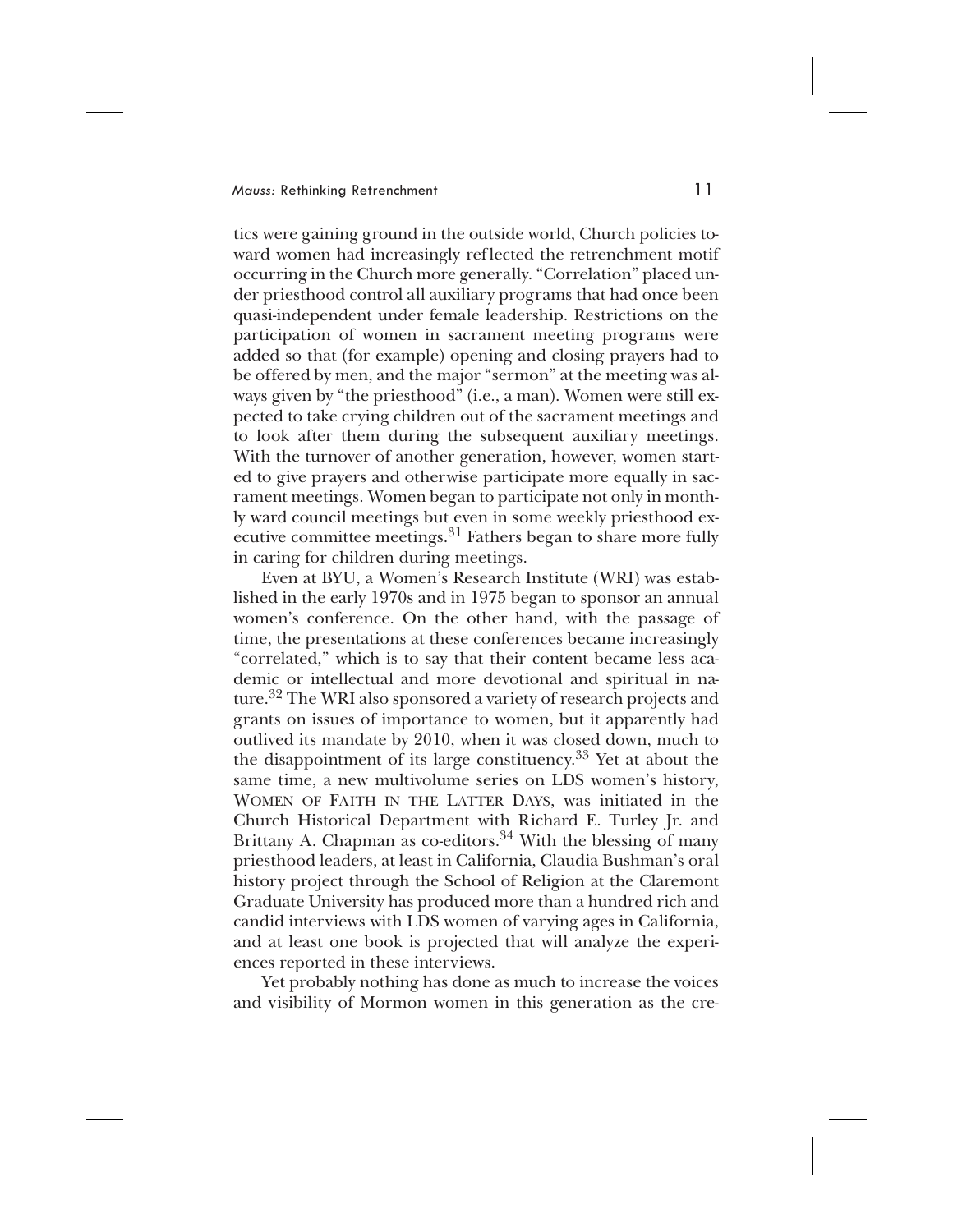tics were gaining ground in the outside world, Church policies toward women had increasingly reflected the retrenchment motif occurring in the Church more generally. "Correlation" placed under priesthood control all auxiliary programs that had once been quasi-independent under female leadership. Restrictions on the participation of women in sacrament meeting programs were added so that (for example) opening and closing prayers had to be offered by men, and the major "sermon" at the meeting was always given by "the priesthood" (i.e., a man). Women were still expected to take crying children out of the sacrament meetings and to look after them during the subsequent auxiliary meetings. With the turnover of another generation, however, women started to give prayers and otherwise participate more equally in sacrament meetings. Women began to participate not only in monthly ward council meetings but even in some weekly priesthood executive committee meetings.[31] Fathers began to share more fully in caring for children during meetings.

Even at BYU, a Women's Research Institute (WRI) was established in the early 1970s and in 1975 began to sponsor an annual women's conference. On the other hand, with the passage of time, the presentations at these conferences became increasingly "correlated," which is to say that their content became less academic or intellectual and more devotional and spiritual in nature.[32] The WRI also sponsored a variety of research projects and grants on issues of importance to women, but it apparently had outlived its mandate by 2010, when it was closed down, much to the disappointment of its large constituency.[33] Yet at about the same time, a new multivolume series on LDS women's history, WOMEN OF FAITH IN THE LATTER DAYS, was initiated in the Church Historical Department with Richard E. Turley Jr. and Brittany A. Chapman as co-editors.[34] With the blessing of many priesthood leaders, at least in California, Claudia Bushman's oral history project through the School of Religion at the Claremont Graduate University has produced more than a hundred rich and candid interviews with LDS women of varying ages in California, and at least one book is projected that will analyze the experiences reported in these interviews.

Yet probably nothing has done as much to increase the voices and visibility of Mormon women in this generation as the cre-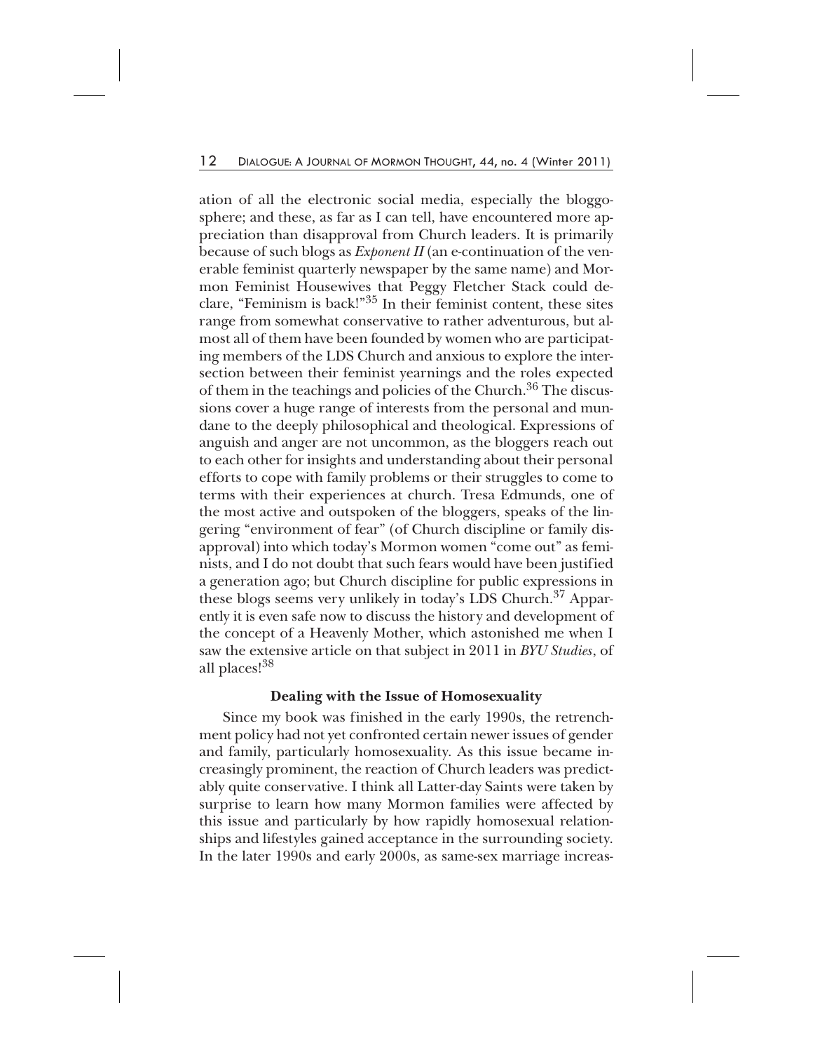ation of all the electronic social media, especially the bloggosphere; and these, as far as I can tell, have encountered more appreciation than disapproval from Church leaders. It is primarily because of such blogs as *Exponent II* (an e-continuation of the venerable feminist quarterly newspaper by the same name) and Mormon Feminist Housewives that Peggy Fletcher Stack could declare, "Feminism is back!"[35] In their feminist content, these sites range from somewhat conservative to rather adventurous, but almost all of them have been founded by women who are participating members of the LDS Church and anxious to explore the intersection between their feminist yearnings and the roles expected of them in the teachings and policies of the Church.[36] The discussions cover a huge range of interests from the personal and mundane to the deeply philosophical and theological. Expressions of anguish and anger are not uncommon, as the bloggers reach out to each other for insights and understanding about their personal efforts to cope with family problems or their struggles to come to terms with their experiences at church. Tresa Edmunds, one of the most active and outspoken of the bloggers, speaks of the lingering "environment of fear" (of Church discipline or family disapproval) into which today's Mormon women "come out" as feminists, and I do not doubt that such fears would have been justified a generation ago; but Church discipline for public expressions in these blogs seems very unlikely in today's LDS Church.[37] Apparently it is even safe now to discuss the history and development of the concept of a Heavenly Mother, which astonished me when I saw the extensive article on that subject in 2011 in *BYU Studies*, of all places![38]

### Dealing with the Issue of Homosexuality

Since my book was finished in the early 1990s, the retrenchment policy had not yet confronted certain newer issues of gender and family, particularly homosexuality. As this issue became increasingly prominent, the reaction of Church leaders was predictably quite conservative. I think all Latter-day Saints were taken by surprise to learn how many Mormon families were affected by this issue and particularly by how rapidly homosexual relationships and lifestyles gained acceptance in the surrounding society. In the later 1990s and early 2000s, as same-sex marriage increas-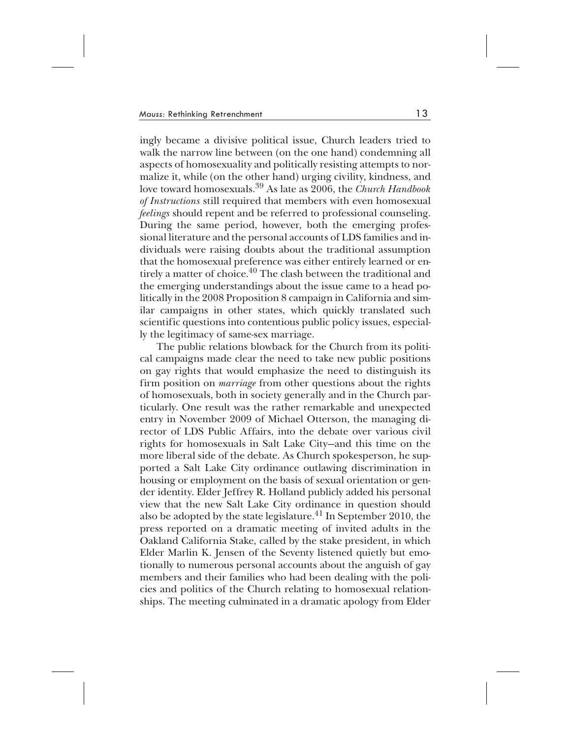ingly became a divisive political issue, Church leaders tried to walk the narrow line between (on the one hand) condemning all aspects of homosexuality and politically resisting attempts to normalize it, while (on the other hand) urging civility, kindness, and love toward homosexuals.[39] As late as 2006, the *Church Handbook of Instructions* still required that members with even homosexual *feelings* should repent and be referred to professional counseling. During the same period, however, both the emerging professional literature and the personal accounts of LDS families and individuals were raising doubts about the traditional assumption that the homosexual preference was either entirely learned or entirely a matter of choice.[40] The clash between the traditional and the emerging understandings about the issue came to a head politically in the 2008 Proposition 8 campaign in California and similar campaigns in other states, which quickly translated such scientific questions into contentious public policy issues, especially the legitimacy of same-sex marriage.

The public relations blowback for the Church from its political campaigns made clear the need to take new public positions on gay rights that would emphasize the need to distinguish its firm position on *marriage* from other questions about the rights of homosexuals, both in society generally and in the Church particularly. One result was the rather remarkable and unexpected entry in November 2009 of Michael Otterson, the managing director of LDS Public Affairs, into the debate over various civil rights for homosexuals in Salt Lake City—and this time on the more liberal side of the debate. As Church spokesperson, he supported a Salt Lake City ordinance outlawing discrimination in housing or employment on the basis of sexual orientation or gender identity. Elder Jeffrey R. Holland publicly added his personal view that the new Salt Lake City ordinance in question should also be adopted by the state legislature.[41] In September 2010, the press reported on a dramatic meeting of invited adults in the Oakland California Stake, called by the stake president, in which Elder Marlin K. Jensen of the Seventy listened quietly but emotionally to numerous personal accounts about the anguish of gay members and their families who had been dealing with the policies and politics of the Church relating to homosexual relationships. The meeting culminated in a dramatic apology from Elder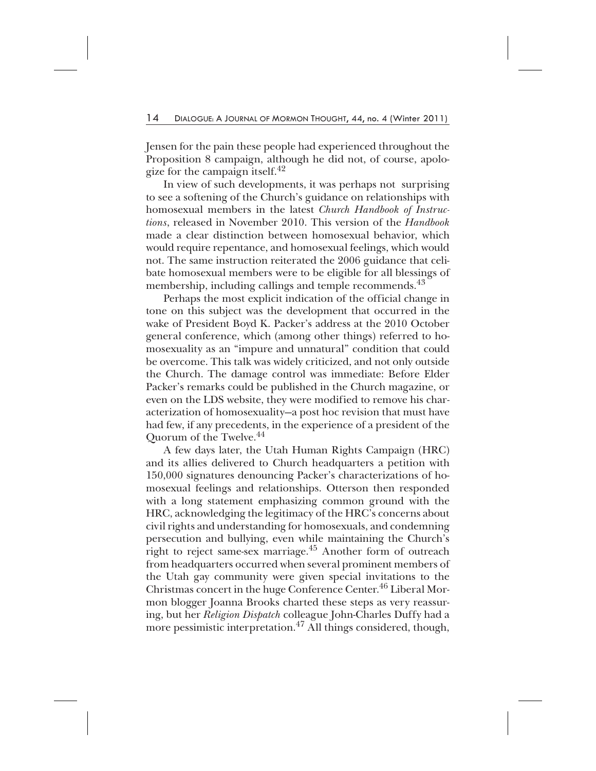Jensen for the pain these people had experienced throughout the Proposition 8 campaign, although he did not, of course, apologize for the campaign itself.[42]

In view of such developments, it was perhaps not surprising to see a softening of the Church's guidance on relationships with homosexual members in the latest *Church Handbook of Instructions*, released in November 2010. This version of the *Handbook* made a clear distinction between homosexual behavior, which would require repentance, and homosexual feelings, which would not. The same instruction reiterated the 2006 guidance that celibate homosexual members were to be eligible for all blessings of membership, including callings and temple recommends.[43]

Perhaps the most explicit indication of the official change in tone on this subject was the development that occurred in the wake of President Boyd K. Packer's address at the 2010 October general conference, which (among other things) referred to homosexuality as an "impure and unnatural" condition that could be overcome. This talk was widely criticized, and not only outside the Church. The damage control was immediate: Before Elder Packer's remarks could be published in the Church magazine, or even on the LDS website, they were modified to remove his characterization of homosexuality—a post hoc revision that must have had few, if any precedents, in the experience of a president of the Quorum of the Twelve.[44]

A few days later, the Utah Human Rights Campaign (HRC) and its allies delivered to Church headquarters a petition with 150,000 signatures denouncing Packer's characterizations of homosexual feelings and relationships. Otterson then responded with a long statement emphasizing common ground with the HRC, acknowledging the legitimacy of the HRC's concerns about civil rights and understanding for homosexuals, and condemning persecution and bullying, even while maintaining the Church's right to reject same-sex marriage.[45] Another form of outreach from headquarters occurred when several prominent members of the Utah gay community were given special invitations to the Christmas concert in the huge Conference Center.[46] Liberal Mormon blogger Joanna Brooks charted these steps as very reassuring, but her *Religion Dispatch* colleague John-Charles Duffy had a more pessimistic interpretation.[47] All things considered, though,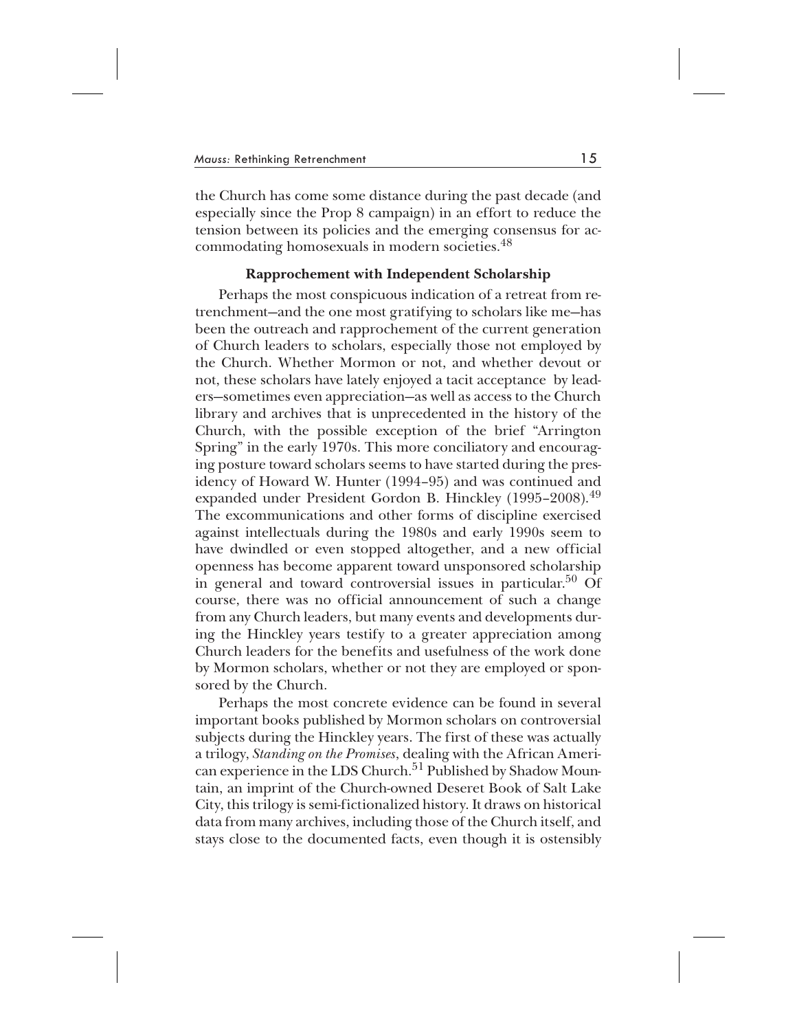the Church has come some distance during the past decade (and especially since the Prop 8 campaign) in an effort to reduce the tension between its policies and the emerging consensus for accommodating homosexuals in modern societies.[48]

### Rapprochement with Independent Scholarship

Perhaps the most conspicuous indication of a retreat from retrenchment—and the one most gratifying to scholars like me—has been the outreach and rapprochement of the current generation of Church leaders to scholars, especially those not employed by the Church. Whether Mormon or not, and whether devout or not, these scholars have lately enjoyed a tacit acceptance by leaders—sometimes even appreciation—as well as access to the Church library and archives that is unprecedented in the history of the Church, with the possible exception of the brief "Arrington Spring" in the early 1970s. This more conciliatory and encouraging posture toward scholars seems to have started during the presidency of Howard W. Hunter (1994–95) and was continued and expanded under President Gordon B. Hinckley (1995–2008).[49] The excommunications and other forms of discipline exercised against intellectuals during the 1980s and early 1990s seem to have dwindled or even stopped altogether, and a new official openness has become apparent toward unsponsored scholarship in general and toward controversial issues in particular.[50] Of course, there was no official announcement of such a change from any Church leaders, but many events and developments during the Hinckley years testify to a greater appreciation among Church leaders for the benefits and usefulness of the work done by Mormon scholars, whether or not they are employed or sponsored by the Church.

Perhaps the most concrete evidence can be found in several important books published by Mormon scholars on controversial subjects during the Hinckley years. The first of these was actually a trilogy, *Standing on the Promises*, dealing with the African American experience in the LDS Church.[51] Published by Shadow Mountain, an imprint of the Church-owned Deseret Book of Salt Lake City, this trilogy is semi-fictionalized history. It draws on historical data from many archives, including those of the Church itself, and stays close to the documented facts, even though it is ostensibly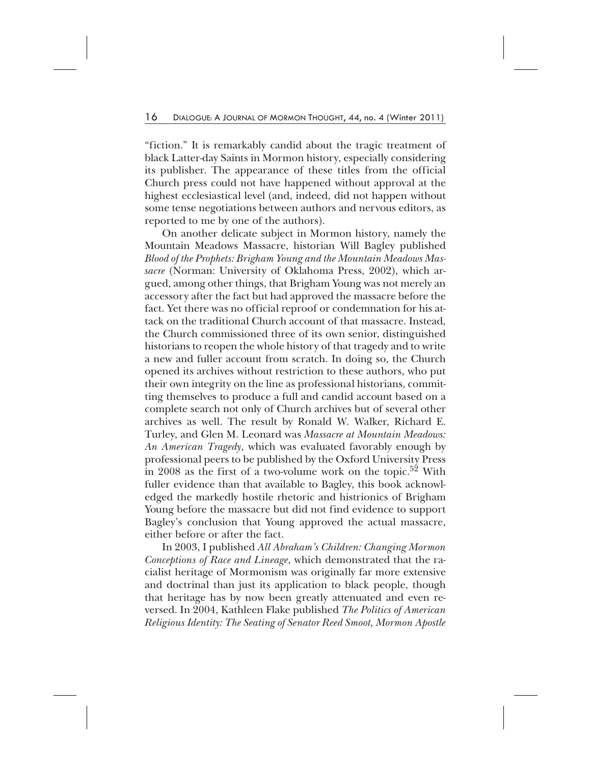"fiction." It is remarkably candid about the tragic treatment of black Latter-day Saints in Mormon history, especially considering its publisher. The appearance of these titles from the official Church press could not have happened without approval at the highest ecclesiastical level (and, indeed, did not happen without some tense negotiations between authors and nervous editors, as reported to me by one of the authors).

On another delicate subject in Mormon history, namely the Mountain Meadows Massacre, historian Will Bagley published *Blood of the Prophets: Brigham Young and the Mountain Meadows Massacre* (Norman: University of Oklahoma Press, 2002), which argued, among other things, that Brigham Young was not merely an accessory after the fact but had approved the massacre before the fact. Yet there was no official reproof or condemnation for his attack on the traditional Church account of that massacre. Instead, the Church commissioned three of its own senior, distinguished historians to reopen the whole history of that tragedy and to write a new and fuller account from scratch. In doing so, the Church opened its archives without restriction to these authors, who put their own integrity on the line as professional historians, committing themselves to produce a full and candid account based on a complete search not only of Church archives but of several other archives as well. The result by Ronald W. Walker, Richard E. Turley, and Glen M. Leonard was *Massacre at Mountain Meadows: An American Tragedy*, which was evaluated favorably enough by professional peers to be published by the Oxford University Press in 2008 as the first of a two-volume work on the topic.[52] With fuller evidence than that available to Bagley, this book acknowledged the markedly hostile rhetoric and histrionics of Brigham Young before the massacre but did not find evidence to support Bagley's conclusion that Young approved the actual massacre, either before or after the fact.

In 2003, I published *All Abraham's Children: Changing Mormon Conceptions of Race and Lineage*, which demonstrated that the racialist heritage of Mormonism was originally far more extensive and doctrinal than just its application to black people, though that heritage has by now been greatly attenuated and even reversed. In 2004, Kathleen Flake published *The Politics of American Religious Identity: The Seating of Senator Reed Smoot, Mormon Apostle*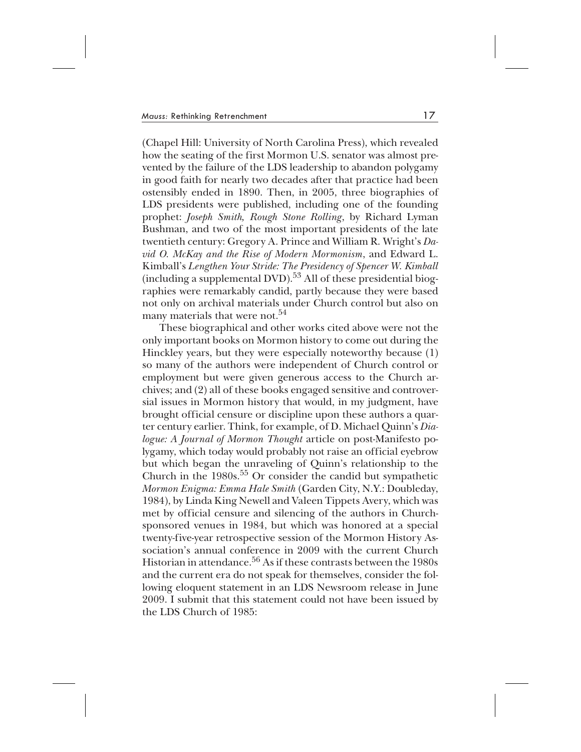(Chapel Hill: University of North Carolina Press), which revealed how the seating of the first Mormon U.S. senator was almost prevented by the failure of the LDS leadership to abandon polygamy in good faith for nearly two decades after that practice had been ostensibly ended in 1890. Then, in 2005, three biographies of LDS presidents were published, including one of the founding prophet: *Joseph Smith, Rough Stone Rolling*, by Richard Lyman Bushman, and two of the most important presidents of the late twentieth century: Gregory A. Prince and William R. Wright's *David O. McKay and the Rise of Modern Mormonism*, and Edward L. Kimball's *Lengthen Your Stride: The Presidency of Spencer W. Kimball* (including a supplemental DVD).[53] All of these presidential biographies were remarkably candid, partly because they were based not only on archival materials under Church control but also on many materials that were not.[54]

These biographical and other works cited above were not the only important books on Mormon history to come out during the Hinckley years, but they were especially noteworthy because (1) so many of the authors were independent of Church control or employment but were given generous access to the Church archives; and (2) all of these books engaged sensitive and controversial issues in Mormon history that would, in my judgment, have brought official censure or discipline upon these authors a quarter century earlier. Think, for example, of D. Michael Quinn's *Dialogue: A Journal of Mormon Thought* article on post-Manifesto polygamy, which today would probably not raise an official eyebrow but which began the unraveling of Quinn's relationship to the Church in the 1980s.[55] Or consider the candid but sympathetic *Mormon Enigma: Emma Hale Smith* (Garden City, N.Y.: Doubleday, 1984), by Linda King Newell and Valeen Tippets Avery, which was met by official censure and silencing of the authors in Church-sponsored venues in 1984, but which was honored at a special twenty-five-year retrospective session of the Mormon History Association's annual conference in 2009 with the current Church Historian in attendance.[56] As if these contrasts between the 1980s and the current era do not speak for themselves, consider the following eloquent statement in an LDS Newsroom release in June 2009. I submit that this statement could not have been issued by the LDS Church of 1985: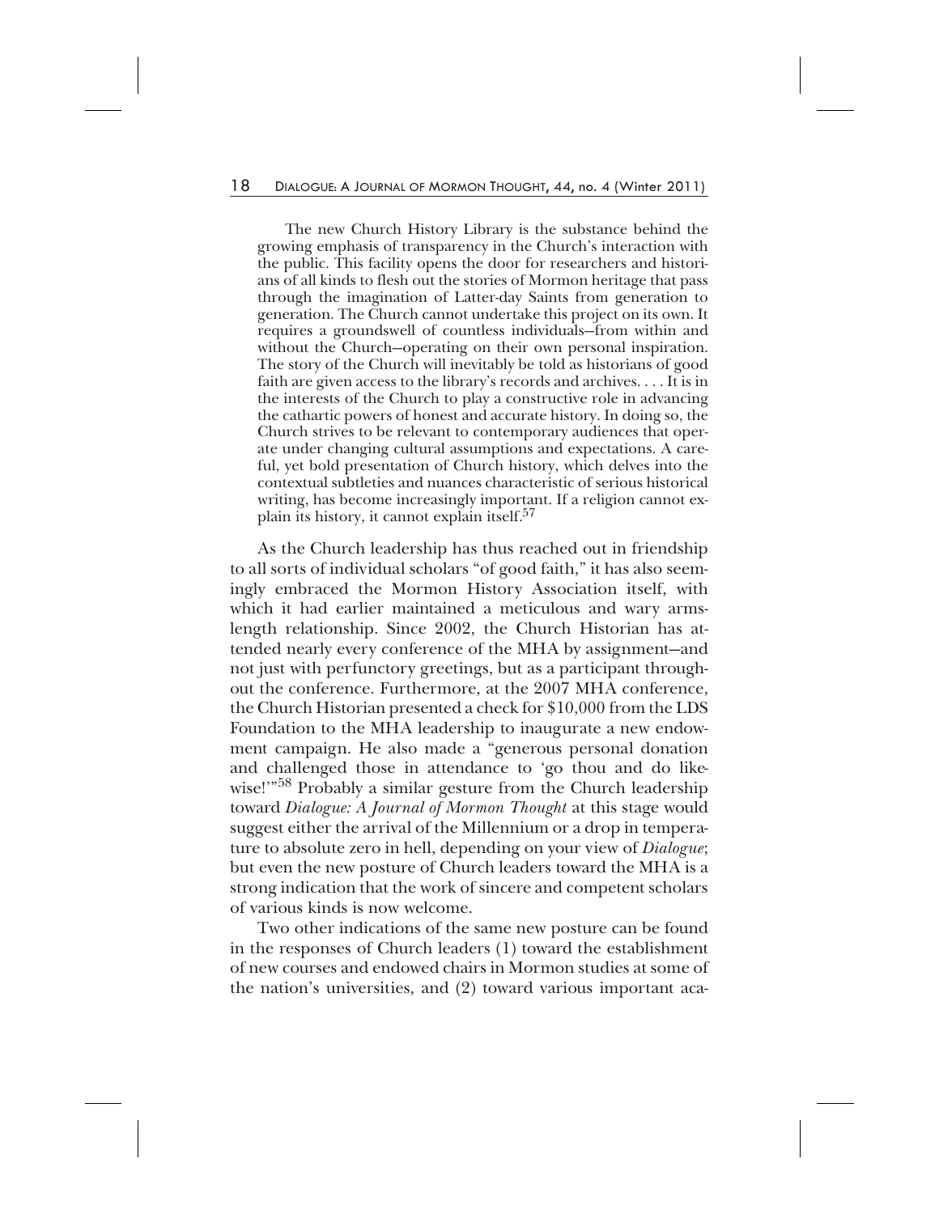> The new Church History Library is the substance behind the growing emphasis of transparency in the Church's interaction with the public. This facility opens the door for researchers and historians of all kinds to flesh out the stories of Mormon heritage that pass through the imagination of Latter-day Saints from generation to generation. The Church cannot undertake this project on its own. It requires a groundswell of countless individuals—from within and without the Church—operating on their own personal inspiration. The story of the Church will inevitably be told as historians of good faith are given access to the library's records and archives. . . . It is in the interests of the Church to play a constructive role in advancing the cathartic powers of honest and accurate history. In doing so, the Church strives to be relevant to contemporary audiences that operate under changing cultural assumptions and expectations. A careful, yet bold presentation of Church history, which delves into the contextual subtleties and nuances characteristic of serious historical writing, has become increasingly important. If a religion cannot explain its history, it cannot explain itself.[57]

As the Church leadership has thus reached out in friendship to all sorts of individual scholars "of good faith," it has also seemingly embraced the Mormon History Association itself, with which it had earlier maintained a meticulous and wary arms-length relationship. Since 2002, the Church Historian has attended nearly every conference of the MHA by assignment—and not just with perfunctory greetings, but as a participant throughout the conference. Furthermore, at the 2007 MHA conference, the Church Historian presented a check for $10,000 from the LDS Foundation to the MHA leadership to inaugurate a new endowment campaign. He also made a "generous personal donation and challenged those in attendance to 'go thou and do likewise!'"[58] Probably a similar gesture from the Church leadership toward *Dialogue: A Journal of Mormon Thought* at this stage would suggest either the arrival of the Millennium or a drop in temperature to absolute zero in hell, depending on your view of *Dialogue*; but even the new posture of Church leaders toward the MHA is a strong indication that the work of sincere and competent scholars of various kinds is now welcome.

Two other indications of the same new posture can be found in the responses of Church leaders (1) toward the establishment of new courses and endowed chairs in Mormon studies at some of the nation's universities, and (2) toward various important aca-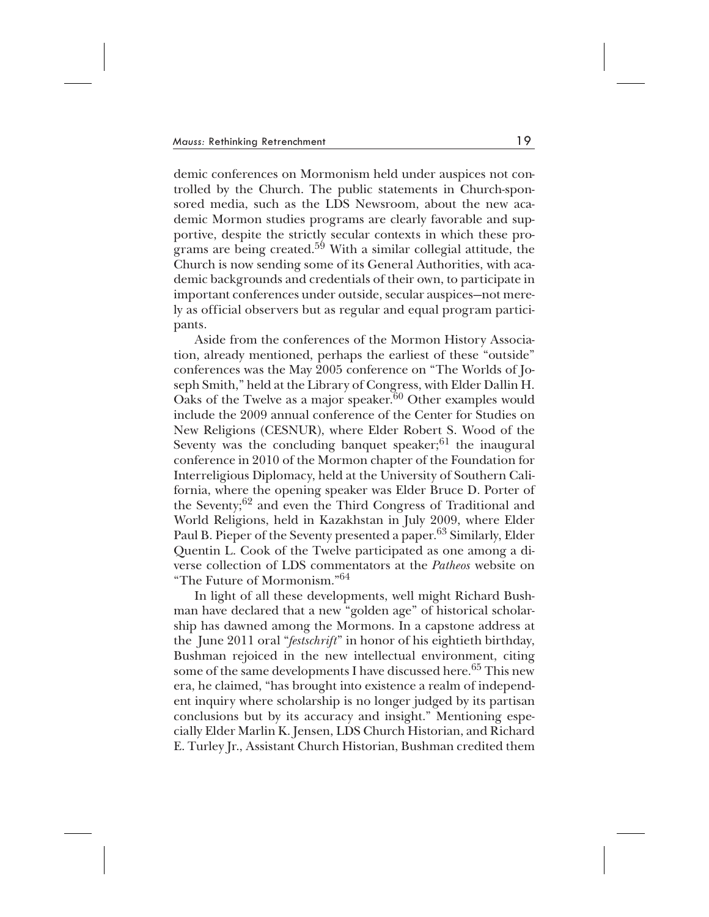demic conferences on Mormonism held under auspices not controlled by the Church. The public statements in Church-sponsored media, such as the LDS Newsroom, about the new academic Mormon studies programs are clearly favorable and supportive, despite the strictly secular contexts in which these programs are being created.[59] With a similar collegial attitude, the Church is now sending some of its General Authorities, with academic backgrounds and credentials of their own, to participate in important conferences under outside, secular auspices—not merely as official observers but as regular and equal program participants.

Aside from the conferences of the Mormon History Association, already mentioned, perhaps the earliest of these "outside" conferences was the May 2005 conference on "The Worlds of Joseph Smith," held at the Library of Congress, with Elder Dallin H. Oaks of the Twelve as a major speaker.[60] Other examples would include the 2009 annual conference of the Center for Studies on New Religions (CESNUR), where Elder Robert S. Wood of the Seventy was the concluding banquet speaker;[61] the inaugural conference in 2010 of the Mormon chapter of the Foundation for Interreligious Diplomacy, held at the University of Southern California, where the opening speaker was Elder Bruce D. Porter of the Seventy;[62] and even the Third Congress of Traditional and World Religions, held in Kazakhstan in July 2009, where Elder Paul B. Pieper of the Seventy presented a paper.[63] Similarly, Elder Quentin L. Cook of the Twelve participated as one among a diverse collection of LDS commentators at the *Patheos* website on "The Future of Mormonism."[64]

In light of all these developments, well might Richard Bushman have declared that a new "golden age" of historical scholarship has dawned among the Mormons. In a capstone address at the June 2011 oral "*festschrift*" in honor of his eightieth birthday, Bushman rejoiced in the new intellectual environment, citing some of the same developments I have discussed here.[65] This new era, he claimed, "has brought into existence a realm of independent inquiry where scholarship is no longer judged by its partisan conclusions but by its accuracy and insight." Mentioning especially Elder Marlin K. Jensen, LDS Church Historian, and Richard E. Turley Jr., Assistant Church Historian, Bushman credited them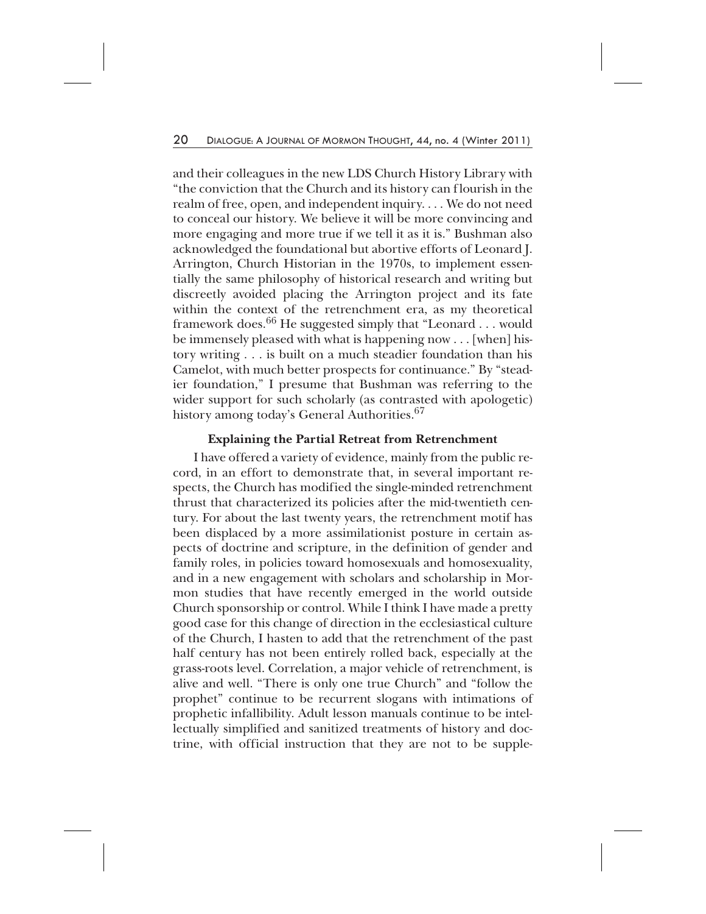and their colleagues in the new LDS Church History Library with "the conviction that the Church and its history can flourish in the realm of free, open, and independent inquiry. . . . We do not need to conceal our history. We believe it will be more convincing and more engaging and more true if we tell it as it is." Bushman also acknowledged the foundational but abortive efforts of Leonard J. Arrington, Church Historian in the 1970s, to implement essentially the same philosophy of historical research and writing but discreetly avoided placing the Arrington project and its fate within the context of the retrenchment era, as my theoretical framework does.[66] He suggested simply that "Leonard . . . would be immensely pleased with what is happening now . . . [when] history writing . . . is built on a much steadier foundation than his Camelot, with much better prospects for continuance." By "steadier foundation," I presume that Bushman was referring to the wider support for such scholarly (as contrasted with apologetic) history among today's General Authorities.[67]

### Explaining the Partial Retreat from Retrenchment

I have offered a variety of evidence, mainly from the public record, in an effort to demonstrate that, in several important respects, the Church has modified the single-minded retrenchment thrust that characterized its policies after the mid-twentieth century. For about the last twenty years, the retrenchment motif has been displaced by a more assimilationist posture in certain aspects of doctrine and scripture, in the definition of gender and family roles, in policies toward homosexuals and homosexuality, and in a new engagement with scholars and scholarship in Mormon studies that have recently emerged in the world outside Church sponsorship or control. While I think I have made a pretty good case for this change of direction in the ecclesiastical culture of the Church, I hasten to add that the retrenchment of the past half century has not been entirely rolled back, especially at the grass-roots level. Correlation, a major vehicle of retrenchment, is alive and well. "There is only one true Church" and "follow the prophet" continue to be recurrent slogans with intimations of prophetic infallibility. Adult lesson manuals continue to be intellectually simplified and sanitized treatments of history and doctrine, with official instruction that they are not to be supple-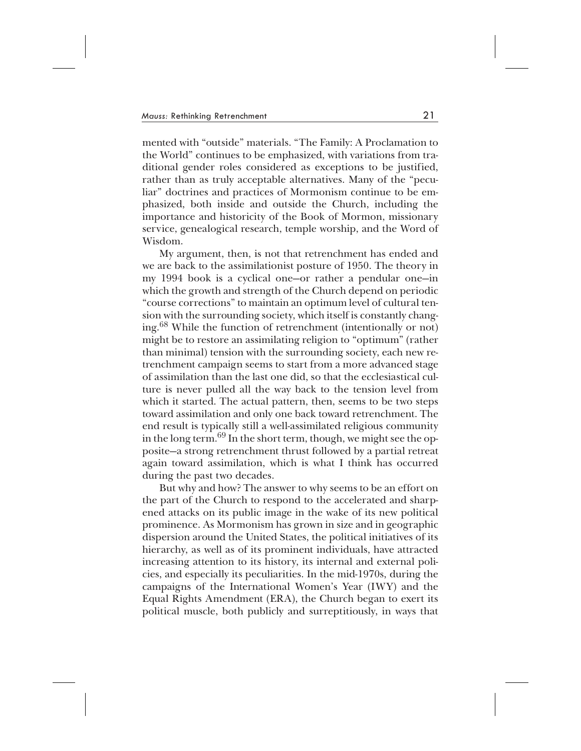mented with "outside" materials. "The Family: A Proclamation to the World" continues to be emphasized, with variations from traditional gender roles considered as exceptions to be justified, rather than as truly acceptable alternatives. Many of the "peculiar" doctrines and practices of Mormonism continue to be emphasized, both inside and outside the Church, including the importance and historicity of the Book of Mormon, missionary service, genealogical research, temple worship, and the Word of Wisdom.

My argument, then, is not that retrenchment has ended and we are back to the assimilationist posture of 1950. The theory in my 1994 book is a cyclical one—or rather a pendular one—in which the growth and strength of the Church depend on periodic "course corrections" to maintain an optimum level of cultural tension with the surrounding society, which itself is constantly changing.[68] While the function of retrenchment (intentionally or not) might be to restore an assimilating religion to "optimum" (rather than minimal) tension with the surrounding society, each new retrenchment campaign seems to start from a more advanced stage of assimilation than the last one did, so that the ecclesiastical culture is never pulled all the way back to the tension level from which it started. The actual pattern, then, seems to be two steps toward assimilation and only one back toward retrenchment. The end result is typically still a well-assimilated religious community in the long term.[69] In the short term, though, we might see the opposite—a strong retrenchment thrust followed by a partial retreat again toward assimilation, which is what I think has occurred during the past two decades.

But why and how? The answer to why seems to be an effort on the part of the Church to respond to the accelerated and sharpened attacks on its public image in the wake of its new political prominence. As Mormonism has grown in size and in geographic dispersion around the United States, the political initiatives of its hierarchy, as well as of its prominent individuals, have attracted increasing attention to its history, its internal and external policies, and especially its peculiarities. In the mid-1970s, during the campaigns of the International Women's Year (IWY) and the Equal Rights Amendment (ERA), the Church began to exert its political muscle, both publicly and surreptitiously, in ways that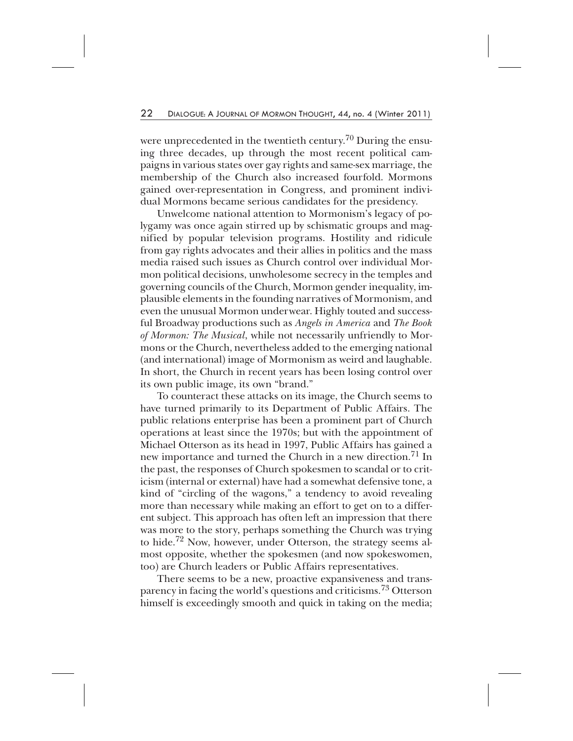were unprecedented in the twentieth century.[70] During the ensuing three decades, up through the most recent political campaigns in various states over gay rights and same-sex marriage, the membership of the Church also increased fourfold. Mormons gained over-representation in Congress, and prominent individual Mormons became serious candidates for the presidency.

Unwelcome national attention to Mormonism's legacy of polygamy was once again stirred up by schismatic groups and magnified by popular television programs. Hostility and ridicule from gay rights advocates and their allies in politics and the mass media raised such issues as Church control over individual Mormon political decisions, unwholesome secrecy in the temples and governing councils of the Church, Mormon gender inequality, implausible elements in the founding narratives of Mormonism, and even the unusual Mormon underwear. Highly touted and successful Broadway productions such as *Angels in America* and *The Book of Mormon: The Musical*, while not necessarily unfriendly to Mormons or the Church, nevertheless added to the emerging national (and international) image of Mormonism as weird and laughable. In short, the Church in recent years has been losing control over its own public image, its own "brand."

To counteract these attacks on its image, the Church seems to have turned primarily to its Department of Public Affairs. The public relations enterprise has been a prominent part of Church operations at least since the 1970s; but with the appointment of Michael Otterson as its head in 1997, Public Affairs has gained a new importance and turned the Church in a new direction.[71] In the past, the responses of Church spokesmen to scandal or to criticism (internal or external) have had a somewhat defensive tone, a kind of "circling of the wagons," a tendency to avoid revealing more than necessary while making an effort to get on to a different subject. This approach has often left an impression that there was more to the story, perhaps something the Church was trying to hide.[72] Now, however, under Otterson, the strategy seems almost opposite, whether the spokesmen (and now spokeswomen, too) are Church leaders or Public Affairs representatives.

There seems to be a new, proactive expansiveness and transparency in facing the world's questions and criticisms.[73] Otterson himself is exceedingly smooth and quick in taking on the media;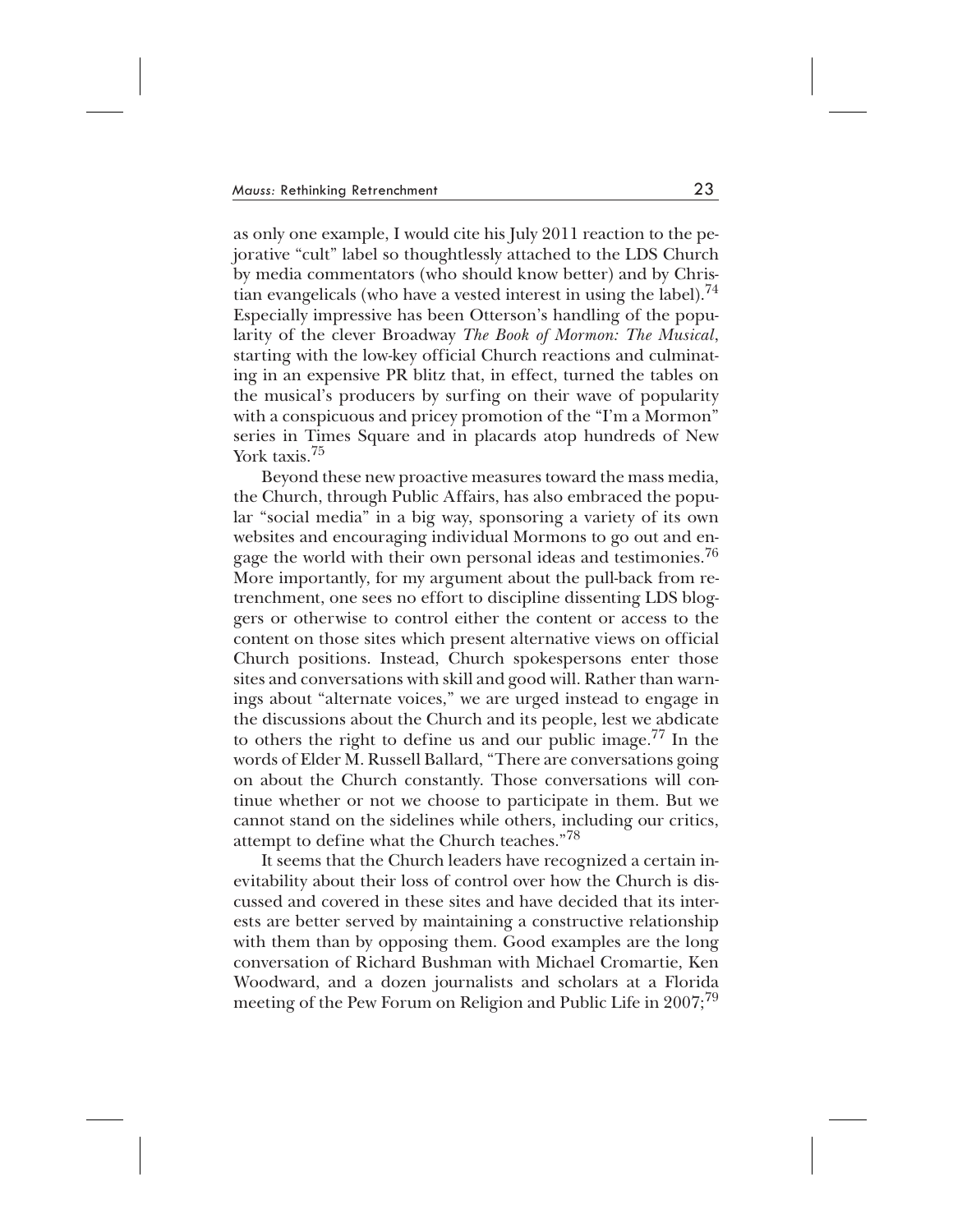as only one example, I would cite his July 2011 reaction to the pejorative "cult" label so thoughtlessly attached to the LDS Church by media commentators (who should know better) and by Christian evangelicals (who have a vested interest in using the label).[74] Especially impressive has been Otterson's handling of the popularity of the clever Broadway *The Book of Mormon: The Musical*, starting with the low-key official Church reactions and culminating in an expensive PR blitz that, in effect, turned the tables on the musical's producers by surfing on their wave of popularity with a conspicuous and pricey promotion of the "I'm a Mormon" series in Times Square and in placards atop hundreds of New York taxis.[75]

Beyond these new proactive measures toward the mass media, the Church, through Public Affairs, has also embraced the popular "social media" in a big way, sponsoring a variety of its own websites and encouraging individual Mormons to go out and engage the world with their own personal ideas and testimonies.[76] More importantly, for my argument about the pull-back from retrenchment, one sees no effort to discipline dissenting LDS bloggers or otherwise to control either the content or access to the content on those sites which present alternative views on official Church positions. Instead, Church spokespersons enter those sites and conversations with skill and good will. Rather than warnings about "alternate voices," we are urged instead to engage in the discussions about the Church and its people, lest we abdicate to others the right to define us and our public image.[77] In the words of Elder M. Russell Ballard, "There are conversations going on about the Church constantly. Those conversations will continue whether or not we choose to participate in them. But we cannot stand on the sidelines while others, including our critics, attempt to define what the Church teaches."[78]

It seems that the Church leaders have recognized a certain inevitability about their loss of control over how the Church is discussed and covered in these sites and have decided that its interests are better served by maintaining a constructive relationship with them than by opposing them. Good examples are the long conversation of Richard Bushman with Michael Cromartie, Ken Woodward, and a dozen journalists and scholars at a Florida meeting of the Pew Forum on Religion and Public Life in 2007;[79]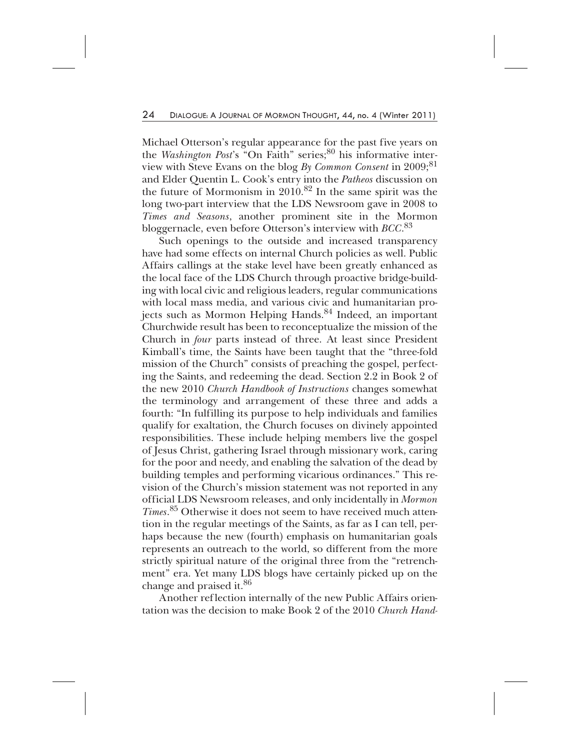Michael Otterson's regular appearance for the past five years on the *Washington Post*'s "On Faith" series;[80] his informative interview with Steve Evans on the blog *By Common Consent* in 2009;[81] and Elder Quentin L. Cook's entry into the *Patheos* discussion on the future of Mormonism in 2010.[82] In the same spirit was the long two-part interview that the LDS Newsroom gave in 2008 to *Times and Seasons*, another prominent site in the Mormon bloggernacle, even before Otterson's interview with *BCC*.[83]

Such openings to the outside and increased transparency have had some effects on internal Church policies as well. Public Affairs callings at the stake level have been greatly enhanced as the local face of the LDS Church through proactive bridge-building with local civic and religious leaders, regular communications with local mass media, and various civic and humanitarian projects such as Mormon Helping Hands.[84] Indeed, an important Churchwide result has been to reconceptualize the mission of the Church in *four* parts instead of three. At least since President Kimball's time, the Saints have been taught that the "three-fold mission of the Church" consists of preaching the gospel, perfecting the Saints, and redeeming the dead. Section 2.2 in Book 2 of the new 2010 *Church Handbook of Instructions* changes somewhat the terminology and arrangement of these three and adds a fourth: "In fulfilling its purpose to help individuals and families qualify for exaltation, the Church focuses on divinely appointed responsibilities. These include helping members live the gospel of Jesus Christ, gathering Israel through missionary work, caring for the poor and needy, and enabling the salvation of the dead by building temples and performing vicarious ordinances." This revision of the Church's mission statement was not reported in any official LDS Newsroom releases, and only incidentally in *Mormon Times*.[85] Otherwise it does not seem to have received much attention in the regular meetings of the Saints, as far as I can tell, perhaps because the new (fourth) emphasis on humanitarian goals represents an outreach to the world, so different from the more strictly spiritual nature of the original three from the "retrenchment" era. Yet many LDS blogs have certainly picked up on the change and praised it.[86]

Another reflection internally of the new Public Affairs orientation was the decision to make Book 2 of the 2010 *Church Hand-*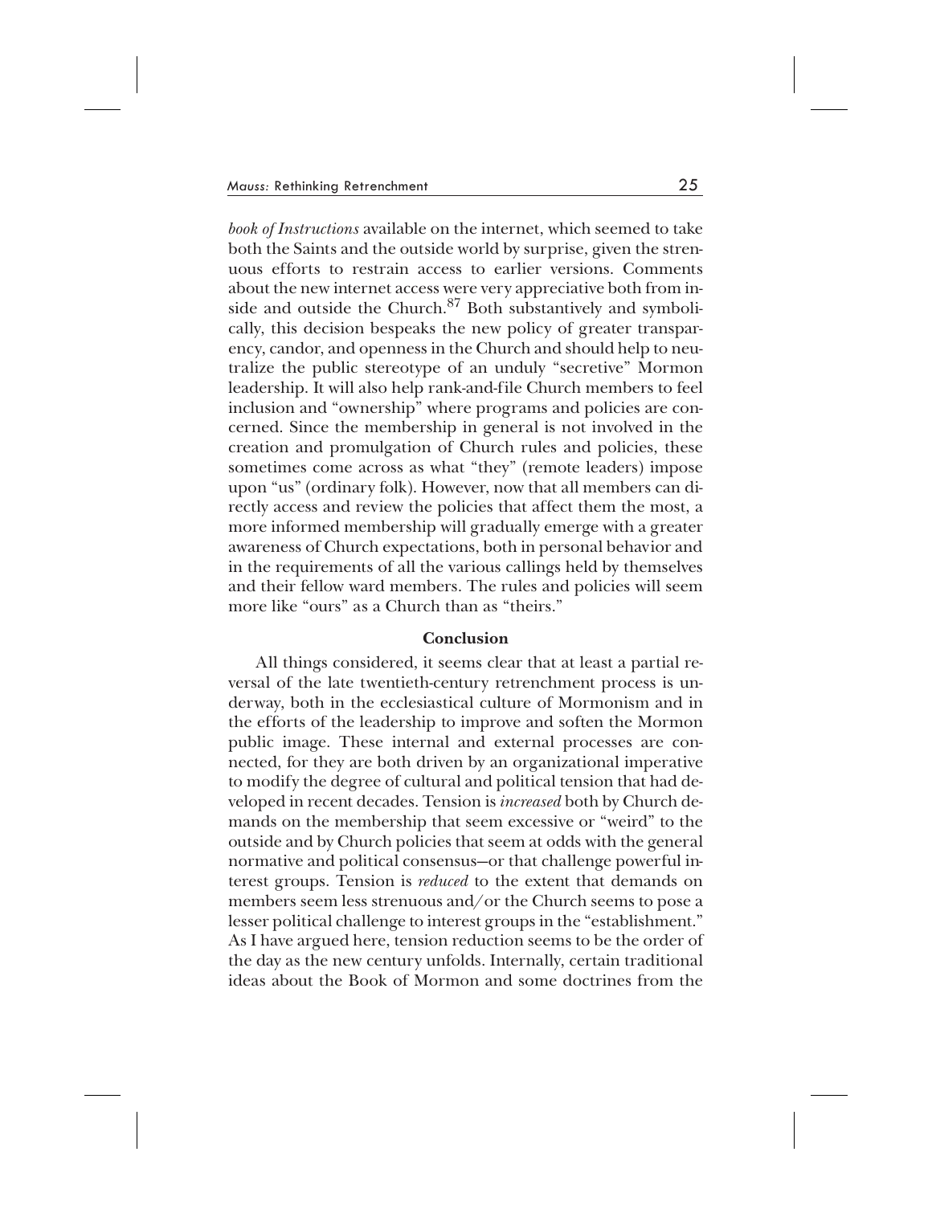*book of Instructions* available on the internet, which seemed to take both the Saints and the outside world by surprise, given the strenuous efforts to restrain access to earlier versions. Comments about the new internet access were very appreciative both from inside and outside the Church.[87] Both substantively and symbolically, this decision bespeaks the new policy of greater transparency, candor, and openness in the Church and should help to neutralize the public stereotype of an unduly "secretive" Mormon leadership. It will also help rank-and-file Church members to feel inclusion and "ownership" where programs and policies are concerned. Since the membership in general is not involved in the creation and promulgation of Church rules and policies, these sometimes come across as what "they" (remote leaders) impose upon "us" (ordinary folk). However, now that all members can directly access and review the policies that affect them the most, a more informed membership will gradually emerge with a greater awareness of Church expectations, both in personal behavior and in the requirements of all the various callings held by themselves and their fellow ward members. The rules and policies will seem more like "ours" as a Church than as "theirs."

## Conclusion

All things considered, it seems clear that at least a partial reversal of the late twentieth-century retrenchment process is underway, both in the ecclesiastical culture of Mormonism and in the efforts of the leadership to improve and soften the Mormon public image. These internal and external processes are connected, for they are both driven by an organizational imperative to modify the degree of cultural and political tension that had developed in recent decades. Tension is *increased* both by Church demands on the membership that seem excessive or "weird" to the outside and by Church policies that seem at odds with the general normative and political consensus—or that challenge powerful interest groups. Tension is *reduced* to the extent that demands on members seem less strenuous and/or the Church seems to pose a lesser political challenge to interest groups in the "establishment." As I have argued here, tension reduction seems to be the order of the day as the new century unfolds. Internally, certain traditional ideas about the Book of Mormon and some doctrines from the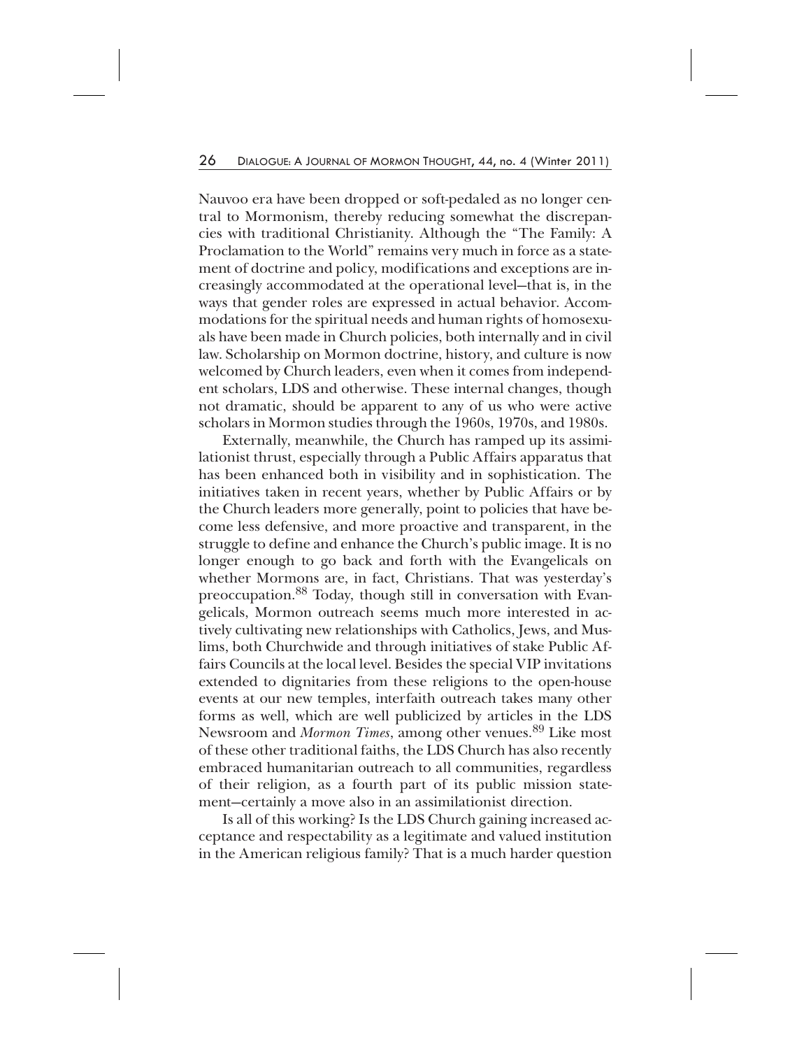Nauvoo era have been dropped or soft-pedaled as no longer central to Mormonism, thereby reducing somewhat the discrepancies with traditional Christianity. Although the "The Family: A Proclamation to the World" remains very much in force as a statement of doctrine and policy, modifications and exceptions are increasingly accommodated at the operational level—that is, in the ways that gender roles are expressed in actual behavior. Accommodations for the spiritual needs and human rights of homosexuals have been made in Church policies, both internally and in civil law. Scholarship on Mormon doctrine, history, and culture is now welcomed by Church leaders, even when it comes from independent scholars, LDS and otherwise. These internal changes, though not dramatic, should be apparent to any of us who were active scholars in Mormon studies through the 1960s, 1970s, and 1980s.

Externally, meanwhile, the Church has ramped up its assimilationist thrust, especially through a Public Affairs apparatus that has been enhanced both in visibility and in sophistication. The initiatives taken in recent years, whether by Public Affairs or by the Church leaders more generally, point to policies that have become less defensive, and more proactive and transparent, in the struggle to define and enhance the Church's public image. It is no longer enough to go back and forth with the Evangelicals on whether Mormons are, in fact, Christians. That was yesterday's preoccupation.[88] Today, though still in conversation with Evangelicals, Mormon outreach seems much more interested in actively cultivating new relationships with Catholics, Jews, and Muslims, both Churchwide and through initiatives of stake Public Affairs Councils at the local level. Besides the special VIP invitations extended to dignitaries from these religions to the open-house events at our new temples, interfaith outreach takes many other forms as well, which are well publicized by articles in the LDS Newsroom and *Mormon Times*, among other venues.[89] Like most of these other traditional faiths, the LDS Church has also recently embraced humanitarian outreach to all communities, regardless of their religion, as a fourth part of its public mission statement—certainly a move also in an assimilationist direction.

Is all of this working? Is the LDS Church gaining increased acceptance and respectability as a legitimate and valued institution in the American religious family? That is a much harder question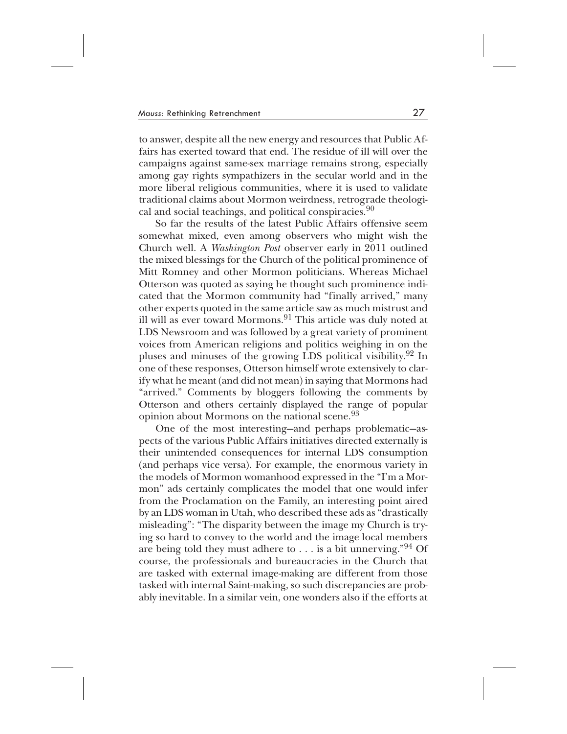to answer, despite all the new energy and resources that Public Affairs has exerted toward that end. The residue of ill will over the campaigns against same-sex marriage remains strong, especially among gay rights sympathizers in the secular world and in the more liberal religious communities, where it is used to validate traditional claims about Mormon weirdness, retrograde theological and social teachings, and political conspiracies.[90]

So far the results of the latest Public Affairs offensive seem somewhat mixed, even among observers who might wish the Church well. A *Washington Post* observer early in 2011 outlined the mixed blessings for the Church of the political prominence of Mitt Romney and other Mormon politicians. Whereas Michael Otterson was quoted as saying he thought such prominence indicated that the Mormon community had "finally arrived," many other experts quoted in the same article saw as much mistrust and ill will as ever toward Mormons.[91] This article was duly noted at LDS Newsroom and was followed by a great variety of prominent voices from American religions and politics weighing in on the pluses and minuses of the growing LDS political visibility.[92] In one of these responses, Otterson himself wrote extensively to clarify what he meant (and did not mean) in saying that Mormons had "arrived." Comments by bloggers following the comments by Otterson and others certainly displayed the range of popular opinion about Mormons on the national scene.[93]

One of the most interesting—and perhaps problematic—aspects of the various Public Affairs initiatives directed externally is their unintended consequences for internal LDS consumption (and perhaps vice versa). For example, the enormous variety in the models of Mormon womanhood expressed in the "I'm a Mormon" ads certainly complicates the model that one would infer from the Proclamation on the Family, an interesting point aired by an LDS woman in Utah, who described these ads as "drastically misleading": "The disparity between the image my Church is trying so hard to convey to the world and the image local members are being told they must adhere to . . . is a bit unnerving."[94] Of course, the professionals and bureaucracies in the Church that are tasked with external image-making are different from those tasked with internal Saint-making, so such discrepancies are probably inevitable. In a similar vein, one wonders also if the efforts at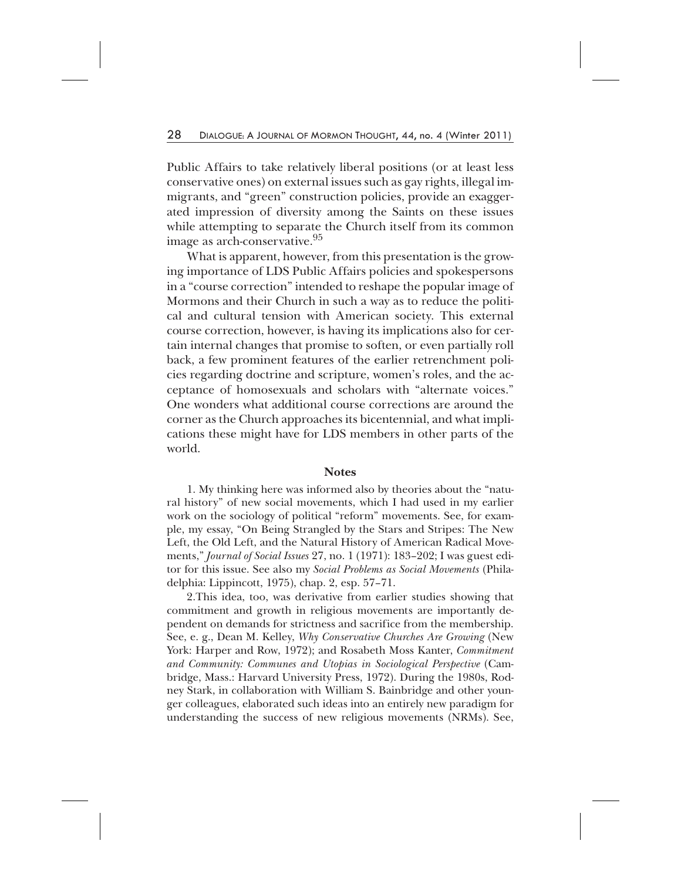Public Affairs to take relatively liberal positions (or at least less conservative ones) on external issues such as gay rights, illegal immigrants, and "green" construction policies, provide an exaggerated impression of diversity among the Saints on these issues while attempting to separate the Church itself from its common image as arch-conservative.[95]

What is apparent, however, from this presentation is the growing importance of LDS Public Affairs policies and spokespersons in a "course correction" intended to reshape the popular image of Mormons and their Church in such a way as to reduce the political and cultural tension with American society. This external course correction, however, is having its implications also for certain internal changes that promise to soften, or even partially roll back, a few prominent features of the earlier retrenchment policies regarding doctrine and scripture, women's roles, and the acceptance of homosexuals and scholars with "alternate voices." One wonders what additional course corrections are around the corner as the Church approaches its bicentennial, and what implications these might have for LDS members in other parts of the world.

## Notes

1. My thinking here was informed also by theories about the "natural history" of new social movements, which I had used in my earlier work on the sociology of political "reform" movements. See, for example, my essay, "On Being Strangled by the Stars and Stripes: The New Left, the Old Left, and the Natural History of American Radical Movements," *Journal of Social Issues* 27, no. 1 (1971): 183–202; I was guest editor for this issue. See also my *Social Problems as Social Movements* (Philadelphia: Lippincott, 1975), chap. 2, esp. 57–71.

2.This idea, too, was derivative from earlier studies showing that commitment and growth in religious movements are importantly dependent on demands for strictness and sacrifice from the membership. See, e. g., Dean M. Kelley, *Why Conservative Churches Are Growing* (New York: Harper and Row, 1972); and Rosabeth Moss Kanter, *Commitment and Community: Communes and Utopias in Sociological Perspective* (Cambridge, Mass.: Harvard University Press, 1972). During the 1980s, Rodney Stark, in collaboration with William S. Bainbridge and other younger colleagues, elaborated such ideas into an entirely new paradigm for understanding the success of new religious movements (NRMs). See,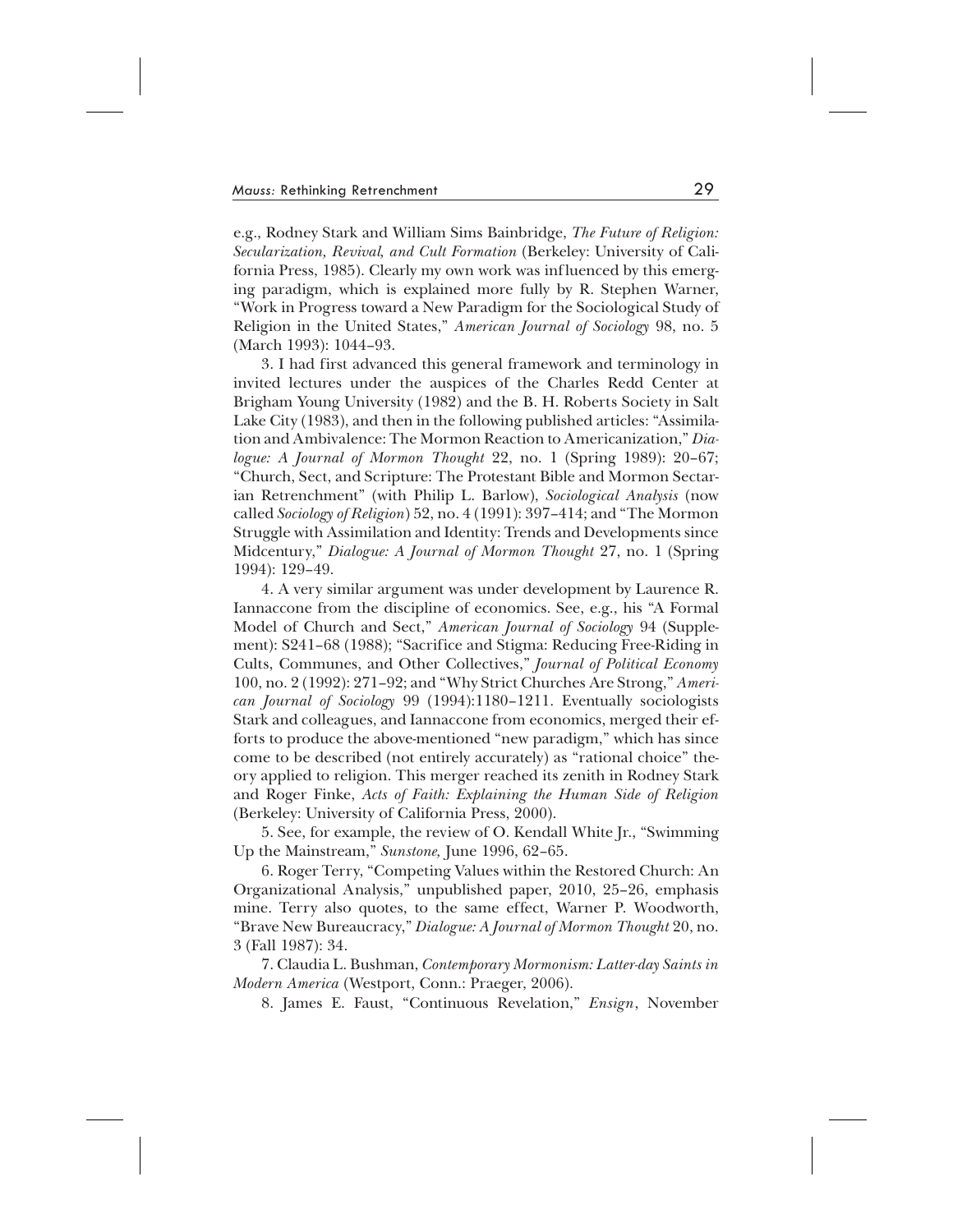e.g., Rodney Stark and William Sims Bainbridge, *The Future of Religion: Secularization, Revival, and Cult Formation* (Berkeley: University of California Press, 1985). Clearly my own work was influenced by this emerging paradigm, which is explained more fully by R. Stephen Warner, "Work in Progress toward a New Paradigm for the Sociological Study of Religion in the United States," *American Journal of Sociology* 98, no. 5 (March 1993): 1044–93.

3. I had first advanced this general framework and terminology in invited lectures under the auspices of the Charles Redd Center at Brigham Young University (1982) and the B. H. Roberts Society in Salt Lake City (1983), and then in the following published articles: "Assimilation and Ambivalence: The Mormon Reaction to Americanization," *Dialogue: A Journal of Mormon Thought* 22, no. 1 (Spring 1989): 20–67; "Church, Sect, and Scripture: The Protestant Bible and Mormon Sectarian Retrenchment" (with Philip L. Barlow), *Sociological Analysis* (now called *Sociology of Religion*) 52, no. 4 (1991): 397–414; and "The Mormon Struggle with Assimilation and Identity: Trends and Developments since Midcentury," *Dialogue: A Journal of Mormon Thought* 27, no. 1 (Spring 1994): 129–49.

4. A very similar argument was under development by Laurence R. Iannaccone from the discipline of economics. See, e.g., his "A Formal Model of Church and Sect," *American Journal of Sociology* 94 (Supplement): S241–68 (1988); "Sacrifice and Stigma: Reducing Free-Riding in Cults, Communes, and Other Collectives," *Journal of Political Economy* 100, no. 2 (1992): 271–92; and "Why Strict Churches Are Strong," *American Journal of Sociology* 99 (1994):1180–1211. Eventually sociologists Stark and colleagues, and Iannaccone from economics, merged their efforts to produce the above-mentioned "new paradigm," which has since come to be described (not entirely accurately) as "rational choice" theory applied to religion. This merger reached its zenith in Rodney Stark and Roger Finke, *Acts of Faith: Explaining the Human Side of Religion* (Berkeley: University of California Press, 2000).

5. See, for example, the review of O. Kendall White Jr., "Swimming Up the Mainstream," *Sunstone*, June 1996, 62–65.

6. Roger Terry, "Competing Values within the Restored Church: An Organizational Analysis," unpublished paper, 2010, 25–26, emphasis mine. Terry also quotes, to the same effect, Warner P. Woodworth, "Brave New Bureaucracy," *Dialogue: A Journal of Mormon Thought* 20, no. 3 (Fall 1987): 34.

7. Claudia L. Bushman, *Contemporary Mormonism: Latter-day Saints in Modern America* (Westport, Conn.: Praeger, 2006).

8. James E. Faust, "Continuous Revelation," *Ensign*, November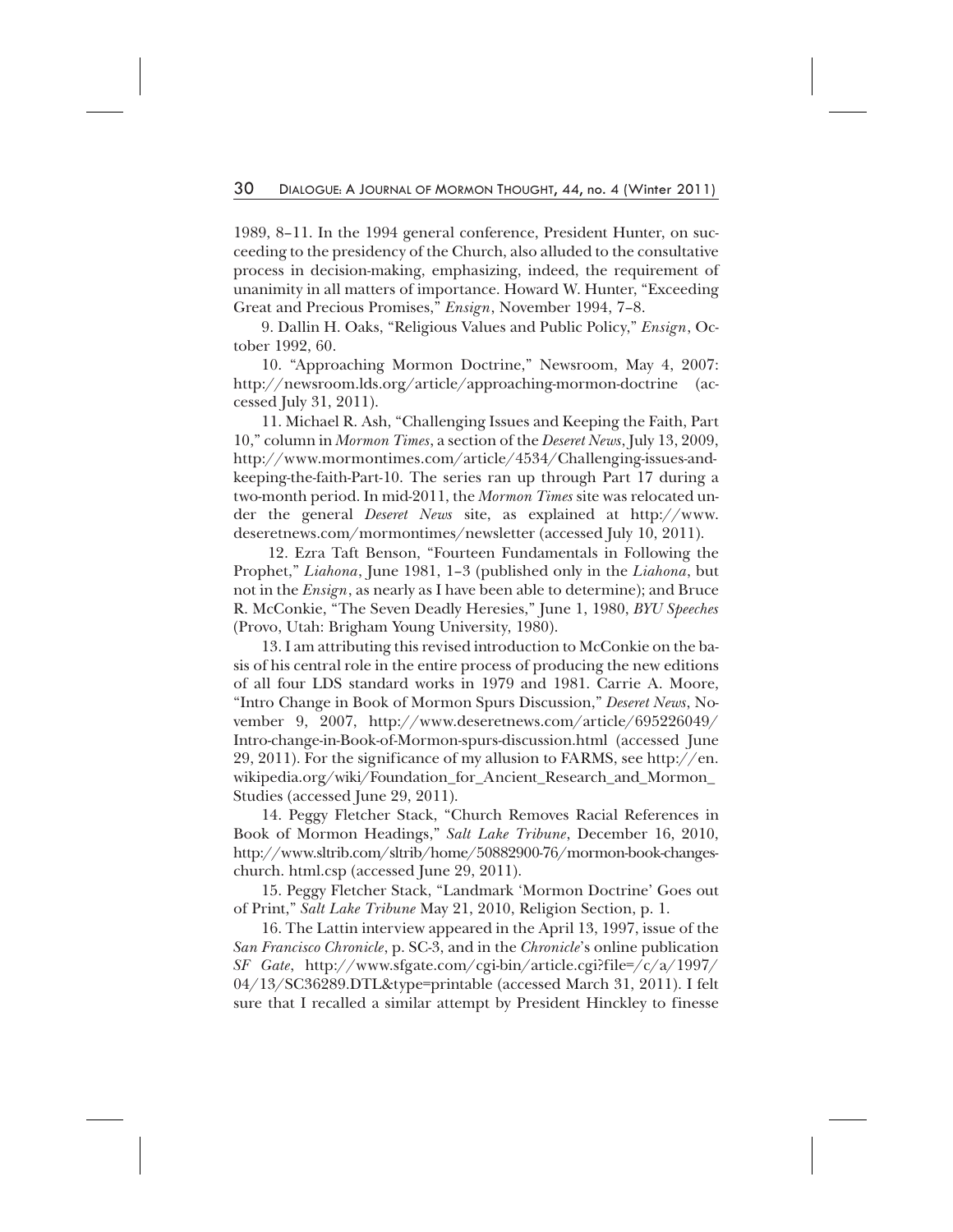1989, 8–11. In the 1994 general conference, President Hunter, on succeeding to the presidency of the Church, also alluded to the consultative process in decision-making, emphasizing, indeed, the requirement of unanimity in all matters of importance. Howard W. Hunter, "Exceeding Great and Precious Promises," *Ensign*, November 1994, 7–8.

9. Dallin H. Oaks, "Religious Values and Public Policy," *Ensign*, October 1992, 60.

10. "Approaching Mormon Doctrine," Newsroom, May 4, 2007: http://newsroom.lds.org/article/approaching-mormon-doctrine (accessed July 31, 2011).

11. Michael R. Ash, "Challenging Issues and Keeping the Faith, Part 10," column in *Mormon Times*, a section of the *Deseret News*, July 13, 2009, http://www.mormontimes.com/article/4534/Challenging-issues-and-keeping-the-faith-Part-10. The series ran up through Part 17 during a two-month period. In mid-2011, the *Mormon Times* site was relocated under the general *Deseret News* site, as explained at http://www.deseretnews.com/mormontimes/newsletter (accessed July 10, 2011).

12. Ezra Taft Benson, "Fourteen Fundamentals in Following the Prophet," *Liahona*, June 1981, 1–3 (published only in the *Liahona*, but not in the *Ensign*, as nearly as I have been able to determine); and Bruce R. McConkie, "The Seven Deadly Heresies," June 1, 1980, *BYU Speeches* (Provo, Utah: Brigham Young University, 1980).

13. I am attributing this revised introduction to McConkie on the basis of his central role in the entire process of producing the new editions of all four LDS standard works in 1979 and 1981. Carrie A. Moore, "Intro Change in Book of Mormon Spurs Discussion," *Deseret News*, November 9, 2007, http://www.deseretnews.com/article/695226049/Intro-change-in-Book-of-Mormon-spurs-discussion.html (accessed June 29, 2011). For the significance of my allusion to FARMS, see http://en.wikipedia.org/wiki/Foundation_for_Ancient_Research_and_Mormon_Studies (accessed June 29, 2011).

14. Peggy Fletcher Stack, "Church Removes Racial References in Book of Mormon Headings," *Salt Lake Tribune*, December 16, 2010, http://www.sltrib.com/sltrib/home/50882900-76/mormon-book-changes-church. html.csp (accessed June 29, 2011).

15. Peggy Fletcher Stack, "Landmark 'Mormon Doctrine' Goes out of Print," *Salt Lake Tribune* May 21, 2010, Religion Section, p. 1.

16. The Lattin interview appeared in the April 13, 1997, issue of the *San Francisco Chronicle*, p. SC-3, and in the *Chronicle*'s online publication *SF Gate*, http://www.sfgate.com/cgi-bin/article.cgi?file=/c/a/1997/04/13/SC36289.DTL&type=printable (accessed March 31, 2011). I felt sure that I recalled a similar attempt by President Hinckley to finesse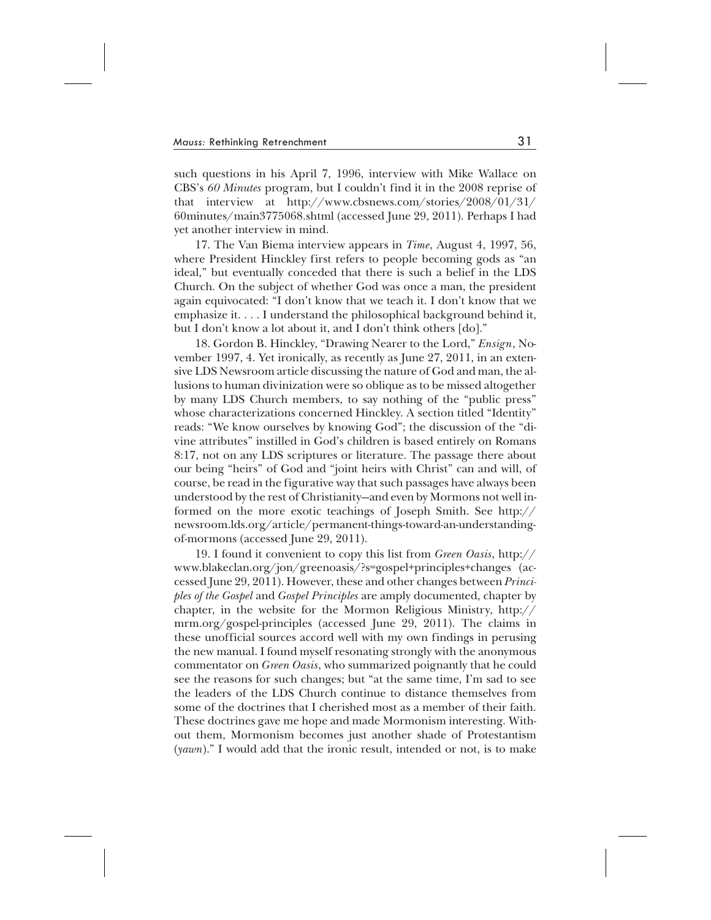such questions in his April 7, 1996, interview with Mike Wallace on CBS's *60 Minutes* program, but I couldn't find it in the 2008 reprise of that interview at http://www.cbsnews.com/stories/2008/01/31/60minutes/main3775068.shtml (accessed June 29, 2011). Perhaps I had yet another interview in mind.

17. The Van Biema interview appears in *Time*, August 4, 1997, 56, where President Hinckley first refers to people becoming gods as "an ideal," but eventually conceded that there is such a belief in the LDS Church. On the subject of whether God was once a man, the president again equivocated: "I don't know that we teach it. I don't know that we emphasize it. . . . I understand the philosophical background behind it, but I don't know a lot about it, and I don't think others [do]."

18. Gordon B. Hinckley, "Drawing Nearer to the Lord," *Ensign*, November 1997, 4. Yet ironically, as recently as June 27, 2011, in an extensive LDS Newsroom article discussing the nature of God and man, the allusions to human divinization were so oblique as to be missed altogether by many LDS Church members, to say nothing of the "public press" whose characterizations concerned Hinckley. A section titled "Identity" reads: "We know ourselves by knowing God"; the discussion of the "divine attributes" instilled in God's children is based entirely on Romans 8:17, not on any LDS scriptures or literature. The passage there about our being "heirs" of God and "joint heirs with Christ" can and will, of course, be read in the figurative way that such passages have always been understood by the rest of Christianity—and even by Mormons not well informed on the more exotic teachings of Joseph Smith. See http://newsroom.lds.org/article/permanent-things-toward-an-understanding-of-mormons (accessed June 29, 2011).

19. I found it convenient to copy this list from *Green Oasis*, http://www.blakeclan.org/jon/greenoasis/?s=gospel+principles+changes (accessed June 29, 2011). However, these and other changes between *Principles of the Gospel* and *Gospel Principles* are amply documented, chapter by chapter, in the website for the Mormon Religious Ministry, http://mrm.org/gospel-principles (accessed June 29, 2011). The claims in these unofficial sources accord well with my own findings in perusing the new manual. I found myself resonating strongly with the anonymous commentator on *Green Oasis*, who summarized poignantly that he could see the reasons for such changes; but "at the same time, I'm sad to see the leaders of the LDS Church continue to distance themselves from some of the doctrines that I cherished most as a member of their faith. These doctrines gave me hope and made Mormonism interesting. Without them, Mormonism becomes just another shade of Protestantism (*yawn*)." I would add that the ironic result, intended or not, is to make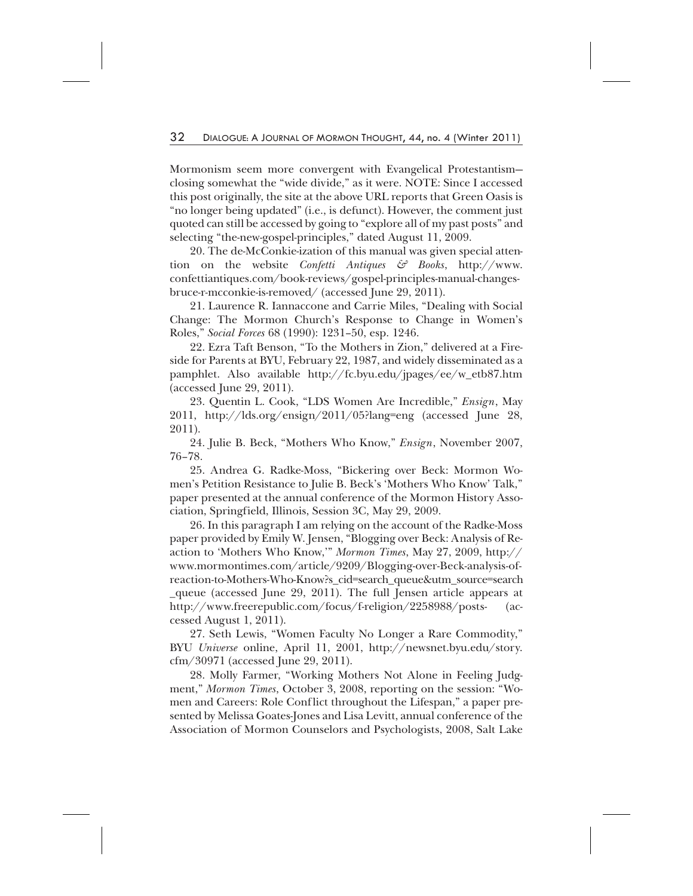Mormonism seem more convergent with Evangelical Protestantism—closing somewhat the "wide divide," as it were. NOTE: Since I accessed this post originally, the site at the above URL reports that Green Oasis is "no longer being updated" (i.e., is defunct). However, the comment just quoted can still be accessed by going to "explore all of my past posts" and selecting "the-new-gospel-principles," dated August 11, 2009.

20. The de-McConkie-ization of this manual was given special attention on the website *Confetti Antiques & Books*, http://www.confettiantiques.com/book-reviews/gospel-principles-manual-changes-bruce-r-mcconkie-is-removed/ (accessed June 29, 2011).

21. Laurence R. Iannaccone and Carrie Miles, "Dealing with Social Change: The Mormon Church's Response to Change in Women's Roles," *Social Forces* 68 (1990): 1231–50, esp. 1246.

22. Ezra Taft Benson, "To the Mothers in Zion," delivered at a Fireside for Parents at BYU, February 22, 1987, and widely disseminated as a pamphlet. Also available http://fc.byu.edu/jpages/ee/w_etb87.htm (accessed June 29, 2011).

23. Quentin L. Cook, "LDS Women Are Incredible," *Ensign*, May 2011, http://lds.org/ensign/2011/05?lang=eng (accessed June 28, 2011).

24. Julie B. Beck, "Mothers Who Know," *Ensign*, November 2007, 76–78.

25. Andrea G. Radke-Moss, "Bickering over Beck: Mormon Women's Petition Resistance to Julie B. Beck's 'Mothers Who Know' Talk," paper presented at the annual conference of the Mormon History Association, Springfield, Illinois, Session 3C, May 29, 2009.

26. In this paragraph I am relying on the account of the Radke-Moss paper provided by Emily W. Jensen, "Blogging over Beck: Analysis of Reaction to 'Mothers Who Know,'" *Mormon Times*, May 27, 2009, http://www.mormontimes.com/article/9209/Blogging-over-Beck-analysis-of-reaction-to-Mothers-Who-Know?s_cid=search_queue&utm_source=search_queue (accessed June 29, 2011). The full Jensen article appears at http://www.freerepublic.com/focus/f-religion/2258988/posts- (accessed August 1, 2011).

27. Seth Lewis, "Women Faculty No Longer a Rare Commodity," BYU *Universe* online, April 11, 2001, http://newsnet.byu.edu/story.cfm/30971 (accessed June 29, 2011).

28. Molly Farmer, "Working Mothers Not Alone in Feeling Judgment," *Mormon Times*, October 3, 2008, reporting on the session: "Women and Careers: Role Conflict throughout the Lifespan," a paper presented by Melissa Goates-Jones and Lisa Levitt, annual conference of the Association of Mormon Counselors and Psychologists, 2008, Salt Lake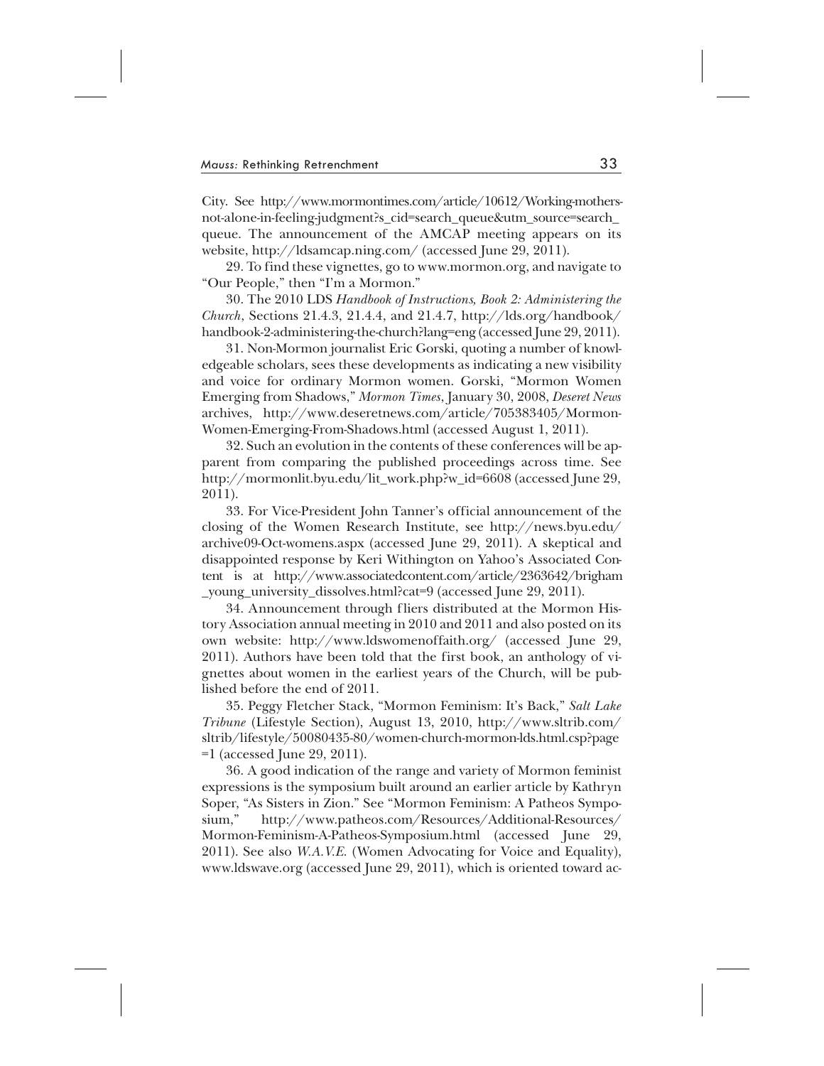City. See http://www.mormontimes.com/article/10612/Working-mothers-not-alone-in-feeling-judgment?s_cid=search_queue&utm_source=search_queue. The announcement of the AMCAP meeting appears on its website, http://ldsamcap.ning.com/ (accessed June 29, 2011).

29. To find these vignettes, go to www.mormon.org, and navigate to "Our People," then "I'm a Mormon."

30. The 2010 LDS *Handbook of Instructions, Book 2: Administering the Church*, Sections 21.4.3, 21.4.4, and 21.4.7, http://lds.org/handbook/handbook-2-administering-the-church?lang=eng (accessed June 29, 2011).

31. Non-Mormon journalist Eric Gorski, quoting a number of knowledgeable scholars, sees these developments as indicating a new visibility and voice for ordinary Mormon women. Gorski, "Mormon Women Emerging from Shadows," *Mormon Times*, January 30, 2008, *Deseret News* archives, http://www.deseretnews.com/article/705383405/Mormon-Women-Emerging-From-Shadows.html (accessed August 1, 2011).

32. Such an evolution in the contents of these conferences will be apparent from comparing the published proceedings across time. See http://mormonlit.byu.edu/lit_work.php?w_id=6608 (accessed June 29, 2011).

33. For Vice-President John Tanner's official announcement of the closing of the Women Research Institute, see http://news.byu.edu/archive09-Oct-womens.aspx (accessed June 29, 2011). A skeptical and disappointed response by Keri Withington on Yahoo's Associated Content is at http://www.associatedcontent.com/article/2363642/brigham_young_university_dissolves.html?cat=9 (accessed June 29, 2011).

34. Announcement through fliers distributed at the Mormon History Association annual meeting in 2010 and 2011 and also posted on its own website: http://www.ldswomenoffaith.org/ (accessed June 29, 2011). Authors have been told that the first book, an anthology of vignettes about women in the earliest years of the Church, will be published before the end of 2011.

35. Peggy Fletcher Stack, "Mormon Feminism: It's Back," *Salt Lake Tribune* (Lifestyle Section), August 13, 2010, http://www.sltrib.com/sltrib/lifestyle/50080435-80/women-church-mormon-lds.html.csp?page=1 (accessed June 29, 2011).

36. A good indication of the range and variety of Mormon feminist expressions is the symposium built around an earlier article by Kathryn Soper, "As Sisters in Zion." See "Mormon Feminism: A Patheos Symposium," http://www.patheos.com/Resources/Additional-Resources/Mormon-Feminism-A-Patheos-Symposium.html (accessed June 29, 2011). See also *W.A.V.E.* (Women Advocating for Voice and Equality), www.ldswave.org (accessed June 29, 2011), which is oriented toward ac-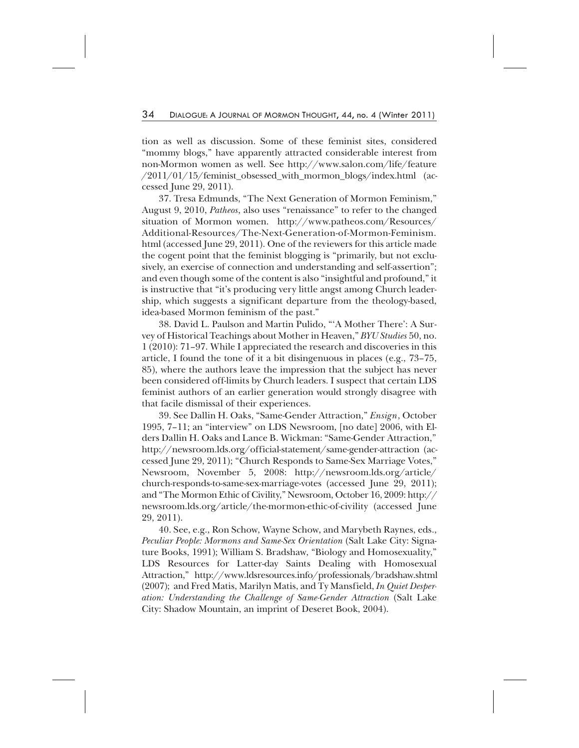tion as well as discussion. Some of these feminist sites, considered "mommy blogs," have apparently attracted considerable interest from non-Mormon women as well. See http://www.salon.com/life/feature/2011/01/15/feminist_obsessed_with_mormon_blogs/index.html (accessed June 29, 2011).

37. Tresa Edmunds, "The Next Generation of Mormon Feminism," August 9, 2010, *Patheos*, also uses "renaissance" to refer to the changed situation of Mormon women. http://www.patheos.com/Resources/Additional-Resources/The-Next-Generation-of-Mormon-Feminism.html (accessed June 29, 2011). One of the reviewers for this article made the cogent point that the feminist blogging is "primarily, but not exclusively, an exercise of connection and understanding and self-assertion"; and even though some of the content is also "insightful and profound," it is instructive that "it's producing very little angst among Church leadership, which suggests a significant departure from the theology-based, idea-based Mormon feminism of the past."

38. David L. Paulson and Martin Pulido, "'A Mother There': A Survey of Historical Teachings about Mother in Heaven," *BYU Studies* 50, no. 1 (2010): 71–97. While I appreciated the research and discoveries in this article, I found the tone of it a bit disingenuous in places (e.g., 73–75, 85), where the authors leave the impression that the subject has never been considered off-limits by Church leaders. I suspect that certain LDS feminist authors of an earlier generation would strongly disagree with that facile dismissal of their experiences.

39. See Dallin H. Oaks, "Same-Gender Attraction," *Ensign*, October 1995, 7–11; an "interview" on LDS Newsroom, [no date] 2006, with Elders Dallin H. Oaks and Lance B. Wickman: "Same-Gender Attraction," http://newsroom.lds.org/official-statement/same-gender-attraction (accessed June 29, 2011); "Church Responds to Same-Sex Marriage Votes," Newsroom, November 5, 2008: http://newsroom.lds.org/article/church-responds-to-same-sex-marriage-votes (accessed June 29, 2011); and "The Mormon Ethic of Civility," Newsroom, October 16, 2009: http://newsroom.lds.org/article/the-mormon-ethic-of-civility (accessed June 29, 2011).

40. See, e.g., Ron Schow, Wayne Schow, and Marybeth Raynes, eds., *Peculiar People: Mormons and Same-Sex Orientation* (Salt Lake City: Signature Books, 1991); William S. Bradshaw, "Biology and Homosexuality," LDS Resources for Latter-day Saints Dealing with Homosexual Attraction," http://www.ldsresources.info/professionals/bradshaw.shtml (2007); and Fred Matis, Marilyn Matis, and Ty Mansfield, *In Quiet Desperation: Understanding the Challenge of Same-Gender Attraction* (Salt Lake City: Shadow Mountain, an imprint of Deseret Book, 2004).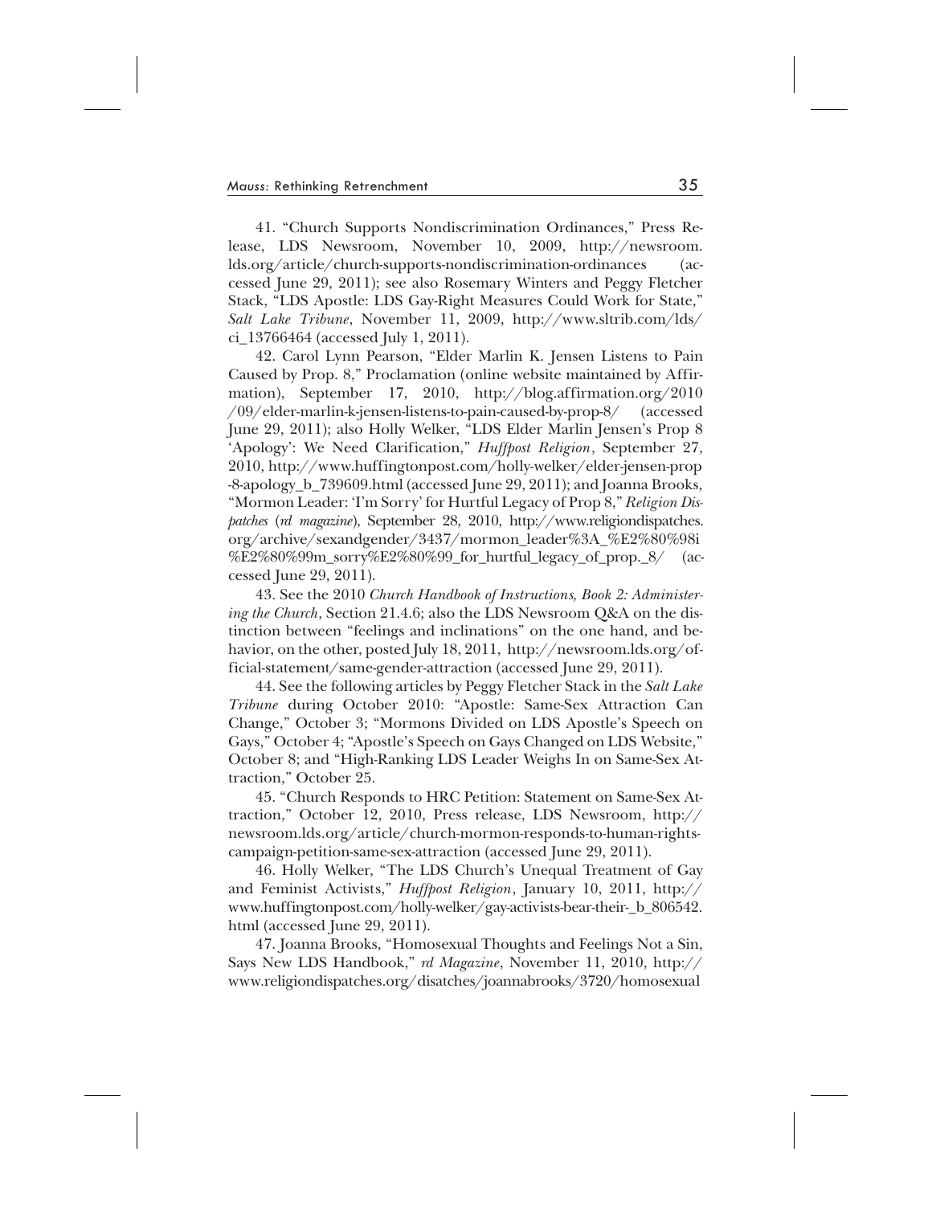41. "Church Supports Nondiscrimination Ordinances," Press Release, LDS Newsroom, November 10, 2009, http://newsroom.lds.org/article/church-supports-nondiscrimination-ordinances (accessed June 29, 2011); see also Rosemary Winters and Peggy Fletcher Stack, "LDS Apostle: LDS Gay-Right Measures Could Work for State," *Salt Lake Tribune*, November 11, 2009, http://www.sltrib.com/lds/ci_13766464 (accessed July 1, 2011).

42. Carol Lynn Pearson, "Elder Marlin K. Jensen Listens to Pain Caused by Prop. 8," Proclamation (online website maintained by Affirmation), September 17, 2010, http://blog.affirmation.org/2010/09/elder-marlin-k-jensen-listens-to-pain-caused-by-prop-8/ (accessed June 29, 2011); also Holly Welker, "LDS Elder Marlin Jensen's Prop 8 'Apology': We Need Clarification," *Huffpost Religion*, September 27, 2010, http://www.huffingtonpost.com/holly-welker/elder-jensen-prop-8-apology_b_739609.html (accessed June 29, 2011); and Joanna Brooks, "Mormon Leader: 'I'm Sorry' for Hurtful Legacy of Prop 8," *Religion Dispatches* (*rd magazine*), September 28, 2010, http://www.religiondispatches.org/archive/sexandgender/3437/mormon_leader%3A_%E2%80%98i%E2%80%99m_sorry%E2%80%99_for_hurtful_legacy_of_prop._8/ (accessed June 29, 2011).

43. See the 2010 *Church Handbook of Instructions, Book 2: Administering the Church*, Section 21.4.6; also the LDS Newsroom Q&A on the distinction between "feelings and inclinations" on the one hand, and behavior, on the other, posted July 18, 2011, http://newsroom.lds.org/official-statement/same-gender-attraction (accessed June 29, 2011).

44. See the following articles by Peggy Fletcher Stack in the *Salt Lake Tribune* during October 2010: "Apostle: Same-Sex Attraction Can Change," October 3; "Mormons Divided on LDS Apostle's Speech on Gays," October 4; "Apostle's Speech on Gays Changed on LDS Website," October 8; and "High-Ranking LDS Leader Weighs In on Same-Sex Attraction," October 25.

45. "Church Responds to HRC Petition: Statement on Same-Sex Attraction," October 12, 2010, Press release, LDS Newsroom, http://newsroom.lds.org/article/church-mormon-responds-to-human-rights-campaign-petition-same-sex-attraction (accessed June 29, 2011).

46. Holly Welker, "The LDS Church's Unequal Treatment of Gay and Feminist Activists," *Huffpost Religion*, January 10, 2011, http://www.huffingtonpost.com/holly-welker/gay-activists-bear-their-_b_806542.html (accessed June 29, 2011).

47. Joanna Brooks, "Homosexual Thoughts and Feelings Not a Sin, Says New LDS Handbook," *rd Magazine*, November 11, 2010, http://www.religiondispatches.org/disatches/joannabrooks/3720/homosexual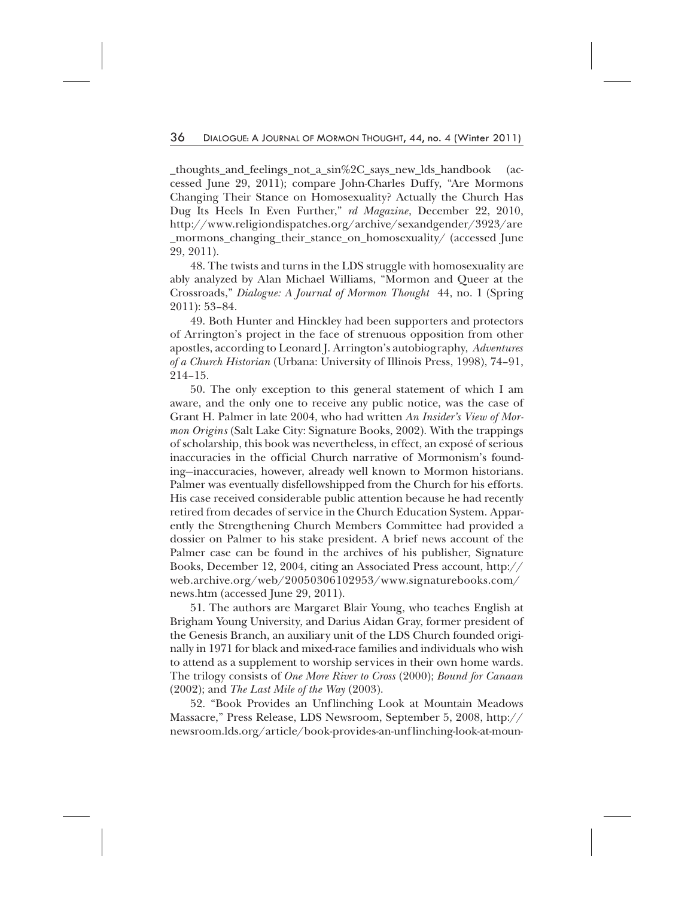_thoughts_and_feelings_not_a_sin%2C_says_new_lds_handbook (accessed June 29, 2011); compare John-Charles Duffy, "Are Mormons Changing Their Stance on Homosexuality? Actually the Church Has Dug Its Heels In Even Further," *rd Magazine*, December 22, 2010, http://www.religiondispatches.org/archive/sexandgender/3923/are_mormons_changing_their_stance_on_homosexuality/ (accessed June 29, 2011).

48. The twists and turns in the LDS struggle with homosexuality are ably analyzed by Alan Michael Williams, "Mormon and Queer at the Crossroads," *Dialogue: A Journal of Mormon Thought* 44, no. 1 (Spring 2011): 53–84.

49. Both Hunter and Hinckley had been supporters and protectors of Arrington's project in the face of strenuous opposition from other apostles, according to Leonard J. Arrington's autobiography, *Adventures of a Church Historian* (Urbana: University of Illinois Press, 1998), 74–91, 214–15.

50. The only exception to this general statement of which I am aware, and the only one to receive any public notice, was the case of Grant H. Palmer in late 2004, who had written *An Insider's View of Mormon Origins* (Salt Lake City: Signature Books, 2002). With the trappings of scholarship, this book was nevertheless, in effect, an exposé of serious inaccuracies in the official Church narrative of Mormonism's founding—inaccuracies, however, already well known to Mormon historians. Palmer was eventually disfellowshipped from the Church for his efforts. His case received considerable public attention because he had recently retired from decades of service in the Church Education System. Apparently the Strengthening Church Members Committee had provided a dossier on Palmer to his stake president. A brief news account of the Palmer case can be found in the archives of his publisher, Signature Books, December 12, 2004, citing an Associated Press account, http://web.archive.org/web/20050306102953/www.signaturebooks.com/news.htm (accessed June 29, 2011).

51. The authors are Margaret Blair Young, who teaches English at Brigham Young University, and Darius Aidan Gray, former president of the Genesis Branch, an auxiliary unit of the LDS Church founded originally in 1971 for black and mixed-race families and individuals who wish to attend as a supplement to worship services in their own home wards. The trilogy consists of *One More River to Cross* (2000); *Bound for Canaan* (2002); and *The Last Mile of the Way* (2003).

52. "Book Provides an Unflinching Look at Mountain Meadows Massacre," Press Release, LDS Newsroom, September 5, 2008, http://newsroom.lds.org/article/book-provides-an-unflinching-look-at-moun-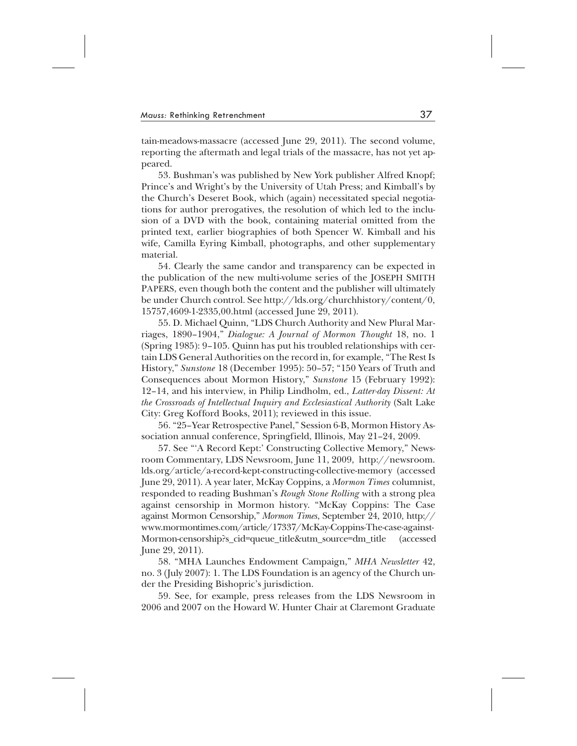tain-meadows-massacre (accessed June 29, 2011). The second volume, reporting the aftermath and legal trials of the massacre, has not yet appeared.

53. Bushman's was published by New York publisher Alfred Knopf; Prince's and Wright's by the University of Utah Press; and Kimball's by the Church's Deseret Book, which (again) necessitated special negotiations for author prerogatives, the resolution of which led to the inclusion of a DVD with the book, containing material omitted from the printed text, earlier biographies of both Spencer W. Kimball and his wife, Camilla Eyring Kimball, photographs, and other supplementary material.

54. Clearly the same candor and transparency can be expected in the publication of the new multi-volume series of the JOSEPH SMITH PAPERS, even though both the content and the publisher will ultimately be under Church control. See http://lds.org/churchhistory/content/0,15757,4609-1-2335,00.html (accessed June 29, 2011).

55. D. Michael Quinn, "LDS Church Authority and New Plural Marriages, 1890–1904," *Dialogue: A Journal of Mormon Thought* 18, no. 1 (Spring 1985): 9–105. Quinn has put his troubled relationships with certain LDS General Authorities on the record in, for example, "The Rest Is History," *Sunstone* 18 (December 1995): 50–57; "150 Years of Truth and Consequences about Mormon History," *Sunstone* 15 (February 1992): 12–14, and his interview, in Philip Lindholm, ed., *Latter-day Dissent: At the Crossroads of Intellectual Inquiry and Ecclesiastical Authority* (Salt Lake City: Greg Kofford Books, 2011); reviewed in this issue.

56. "25–Year Retrospective Panel," Session 6-B, Mormon History Association annual conference, Springfield, Illinois, May 21–24, 2009.

57. See "'A Record Kept:' Constructing Collective Memory," Newsroom Commentary, LDS Newsroom, June 11, 2009, http://newsroom.lds.org/article/a-record-kept-constructing-collective-memory (accessed June 29, 2011). A year later, McKay Coppins, a *Mormon Times* columnist, responded to reading Bushman's *Rough Stone Rolling* with a strong plea against censorship in Mormon history. "McKay Coppins: The Case against Mormon Censorship," *Mormon Times*, September 24, 2010, http://www.mormontimes.com/article/17337/McKay-Coppins-The-case-against-Mormon-censorship?s_cid=queue_title&utm_source=dm_title (accessed June 29, 2011).

58. "MHA Launches Endowment Campaign," *MHA Newsletter* 42, no. 3 (July 2007): 1. The LDS Foundation is an agency of the Church under the Presiding Bishopric's jurisdiction.

59. See, for example, press releases from the LDS Newsroom in 2006 and 2007 on the Howard W. Hunter Chair at Claremont Graduate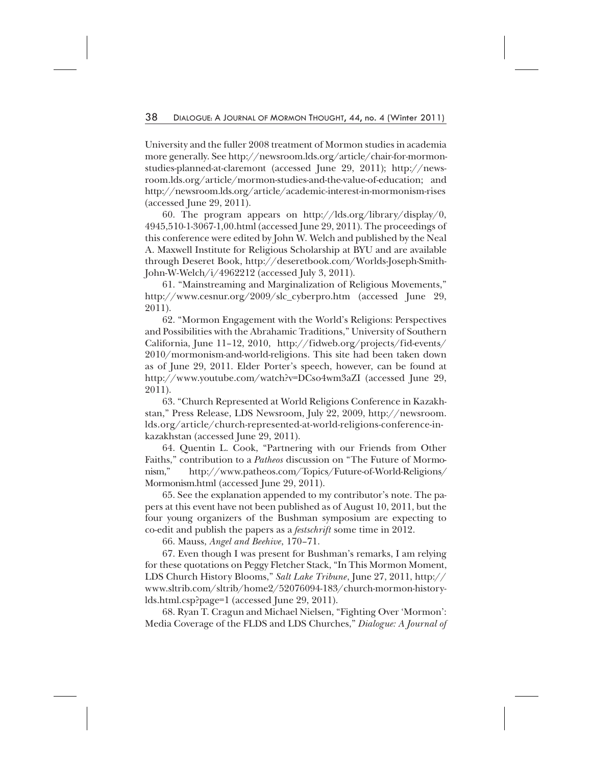University and the fuller 2008 treatment of Mormon studies in academia more generally. See http://newsroom.lds.org/article/chair-for-mormon-studies-planned-at-claremont (accessed June 29, 2011); http://newsroom.lds.org/article/mormon-studies-and-the-value-of-education; and http://newsroom.lds.org/article/academic-interest-in-mormonism-rises (accessed June 29, 2011).

60. The program appears on http://lds.org/library/display/0,4945,510-1-3067-1,00.html (accessed June 29, 2011). The proceedings of this conference were edited by John W. Welch and published by the Neal A. Maxwell Institute for Religious Scholarship at BYU and are available through Deseret Book, http://deseretbook.com/Worlds-Joseph-Smith-John-W-Welch/i/4962212 (accessed July 3, 2011).

61. "Mainstreaming and Marginalization of Religious Movements," http://www.cesnur.org/2009/slc_cyberpro.htm (accessed June 29, 2011).

62. "Mormon Engagement with the World's Religions: Perspectives and Possibilities with the Abrahamic Traditions," University of Southern California, June 11–12, 2010, http://fidweb.org/projects/fid-events/2010/mormonism-and-world-religions. This site had been taken down as of June 29, 2011. Elder Porter's speech, however, can be found at http://www.youtube.com/watch?v=DCso4wm3aZI (accessed June 29, 2011).

63. "Church Represented at World Religions Conference in Kazakhstan," Press Release, LDS Newsroom, July 22, 2009, http://newsroom.lds.org/article/church-represented-at-world-religions-conference-in-kazakhstan (accessed June 29, 2011).

64. Quentin L. Cook, "Partnering with our Friends from Other Faiths," contribution to a *Patheos* discussion on "The Future of Mormonism," http://www.patheos.com/Topics/Future-of-World-Religions/Mormonism.html (accessed June 29, 2011).

65. See the explanation appended to my contributor's note. The papers at this event have not been published as of August 10, 2011, but the four young organizers of the Bushman symposium are expecting to co-edit and publish the papers as a *festschrift* some time in 2012.

66. Mauss, *Angel and Beehive*, 170–71.

67. Even though I was present for Bushman's remarks, I am relying for these quotations on Peggy Fletcher Stack, "In This Mormon Moment, LDS Church History Blooms," *Salt Lake Tribune*, June 27, 2011, http://www.sltrib.com/sltrib/home2/52076094-183/church-mormon-history-lds.html.csp?page=1 (accessed June 29, 2011).

68. Ryan T. Cragun and Michael Nielsen, "Fighting Over 'Mormon': Media Coverage of the FLDS and LDS Churches," *Dialogue: A Journal of*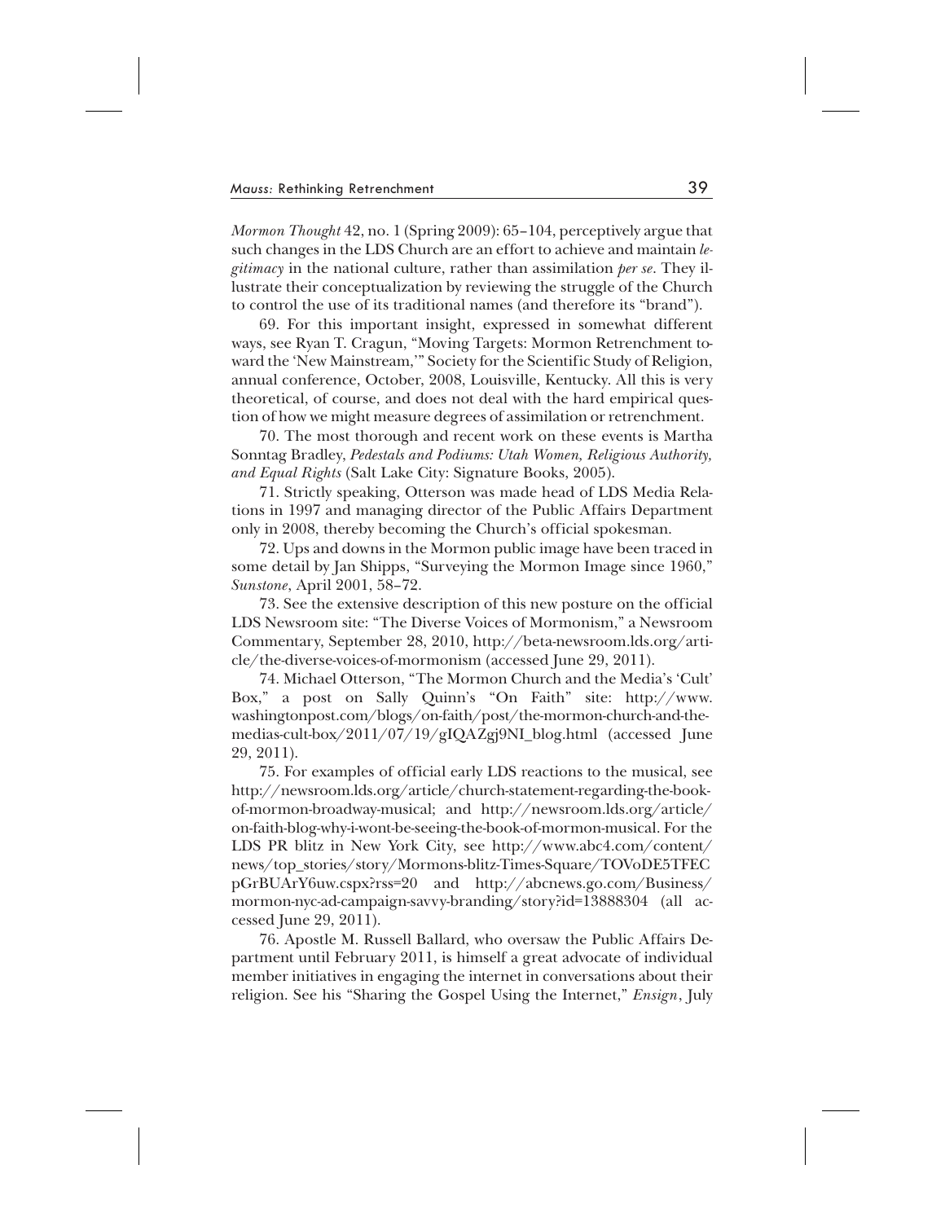*Mormon Thought* 42, no. 1 (Spring 2009): 65–104, perceptively argue that such changes in the LDS Church are an effort to achieve and maintain *legitimacy* in the national culture, rather than assimilation *per se*. They illustrate their conceptualization by reviewing the struggle of the Church to control the use of its traditional names (and therefore its "brand").

69. For this important insight, expressed in somewhat different ways, see Ryan T. Cragun, "Moving Targets: Mormon Retrenchment toward the 'New Mainstream,'" Society for the Scientific Study of Religion, annual conference, October, 2008, Louisville, Kentucky. All this is very theoretical, of course, and does not deal with the hard empirical question of how we might measure degrees of assimilation or retrenchment.

70. The most thorough and recent work on these events is Martha Sonntag Bradley, *Pedestals and Podiums: Utah Women, Religious Authority, and Equal Rights* (Salt Lake City: Signature Books, 2005).

71. Strictly speaking, Otterson was made head of LDS Media Relations in 1997 and managing director of the Public Affairs Department only in 2008, thereby becoming the Church's official spokesman.

72. Ups and downs in the Mormon public image have been traced in some detail by Jan Shipps, "Surveying the Mormon Image since 1960," *Sunstone*, April 2001, 58–72.

73. See the extensive description of this new posture on the official LDS Newsroom site: "The Diverse Voices of Mormonism," a Newsroom Commentary, September 28, 2010, http://beta-newsroom.lds.org/article/the-diverse-voices-of-mormonism (accessed June 29, 2011).

74. Michael Otterson, "The Mormon Church and the Media's 'Cult' Box," a post on Sally Quinn's "On Faith" site: http://www.washingtonpost.com/blogs/on-faith/post/the-mormon-church-and-the-medias-cult-box/2011/07/19/gIQAZgj9NI_blog.html (accessed June 29, 2011).

75. For examples of official early LDS reactions to the musical, see http://newsroom.lds.org/article/church-statement-regarding-the-book-of-mormon-broadway-musical; and http://newsroom.lds.org/article/on-faith-blog-why-i-wont-be-seeing-the-book-of-mormon-musical. For the LDS PR blitz in New York City, see http://www.abc4.com/content/news/top_stories/story/Mormons-blitz-Times-Square/TOVoDE5TFECpGrBUArY6uw.cspx?rss=20 and http://abcnews.go.com/Business/mormon-nyc-ad-campaign-savvy-branding/story?id=13888304 (all accessed June 29, 2011).

76. Apostle M. Russell Ballard, who oversaw the Public Affairs Department until February 2011, is himself a great advocate of individual member initiatives in engaging the internet in conversations about their religion. See his "Sharing the Gospel Using the Internet," *Ensign*, July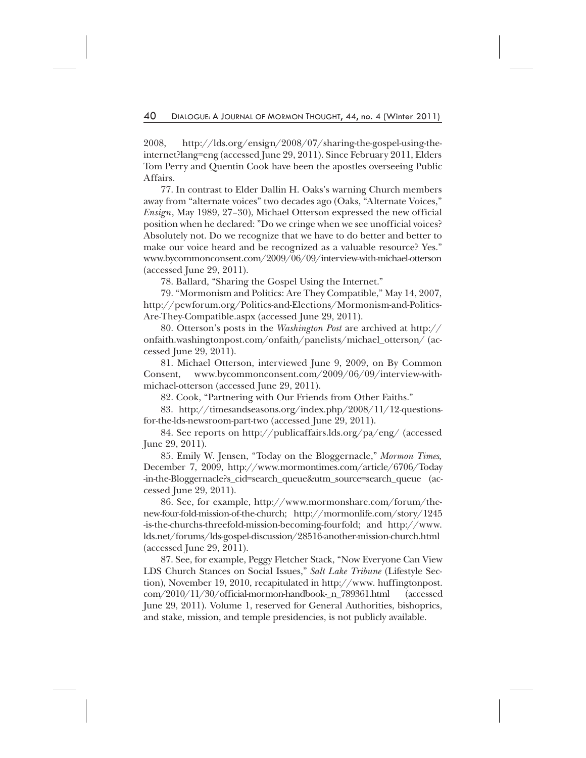2008, http://lds.org/ensign/2008/07/sharing-the-gospel-using-the-internet?lang=eng (accessed June 29, 2011). Since February 2011, Elders Tom Perry and Quentin Cook have been the apostles overseeing Public Affairs.

77. In contrast to Elder Dallin H. Oaks's warning Church members away from "alternate voices" two decades ago (Oaks, "Alternate Voices," *Ensign*, May 1989, 27–30), Michael Otterson expressed the new official position when he declared: "Do we cringe when we see unofficial voices? Absolutely not. Do we recognize that we have to do better and better to make our voice heard and be recognized as a valuable resource? Yes." www.bycommonconsent.com/2009/06/09/interview-with-michael-otterson (accessed June 29, 2011).

78. Ballard, "Sharing the Gospel Using the Internet."

79. "Mormonism and Politics: Are They Compatible," May 14, 2007, http://pewforum.org/Politics-and-Elections/Mormonism-and-Politics-Are-They-Compatible.aspx (accessed June 29, 2011).

80. Otterson's posts in the *Washington Post* are archived at http://onfaith.washingtonpost.com/onfaith/panelists/michael_otterson/ (accessed June 29, 2011).

81. Michael Otterson, interviewed June 9, 2009, on By Common Consent, www.bycommonconsent.com/2009/06/09/interview-with-michael-otterson (accessed June 29, 2011).

82. Cook, "Partnering with Our Friends from Other Faiths."

83. http://timesandseasons.org/index.php/2008/11/12-questions-for-the-lds-newsroom-part-two (accessed June 29, 2011).

84. See reports on http://publicaffairs.lds.org/pa/eng/ (accessed June 29, 2011).

85. Emily W. Jensen, "Today on the Bloggernacle," *Mormon Times,* December 7, 2009, http://www.mormontimes.com/article/6706/Today-in-the-Bloggernacle?s_cid=search_queue&utm_source=search_queue (accessed June 29, 2011).

86. See, for example, http://www.mormonshare.com/forum/the-new-four-fold-mission-of-the-church; http://mormonlife.com/story/1245-is-the-churchs-threefold-mission-becoming-fourfold; and http://www.lds.net/forums/lds-gospel-discussion/28516-another-mission-church.html (accessed June 29, 2011).

87. See, for example, Peggy Fletcher Stack, "Now Everyone Can View LDS Church Stances on Social Issues," *Salt Lake Tribune* (Lifestyle Section), November 19, 2010, recapitulated in http://www.huffingtonpost.com/2010/11/30/official-mormon-handbook-_n_789361.html (accessed June 29, 2011). Volume 1, reserved for General Authorities, bishoprics, and stake, mission, and temple presidencies, is not publicly available.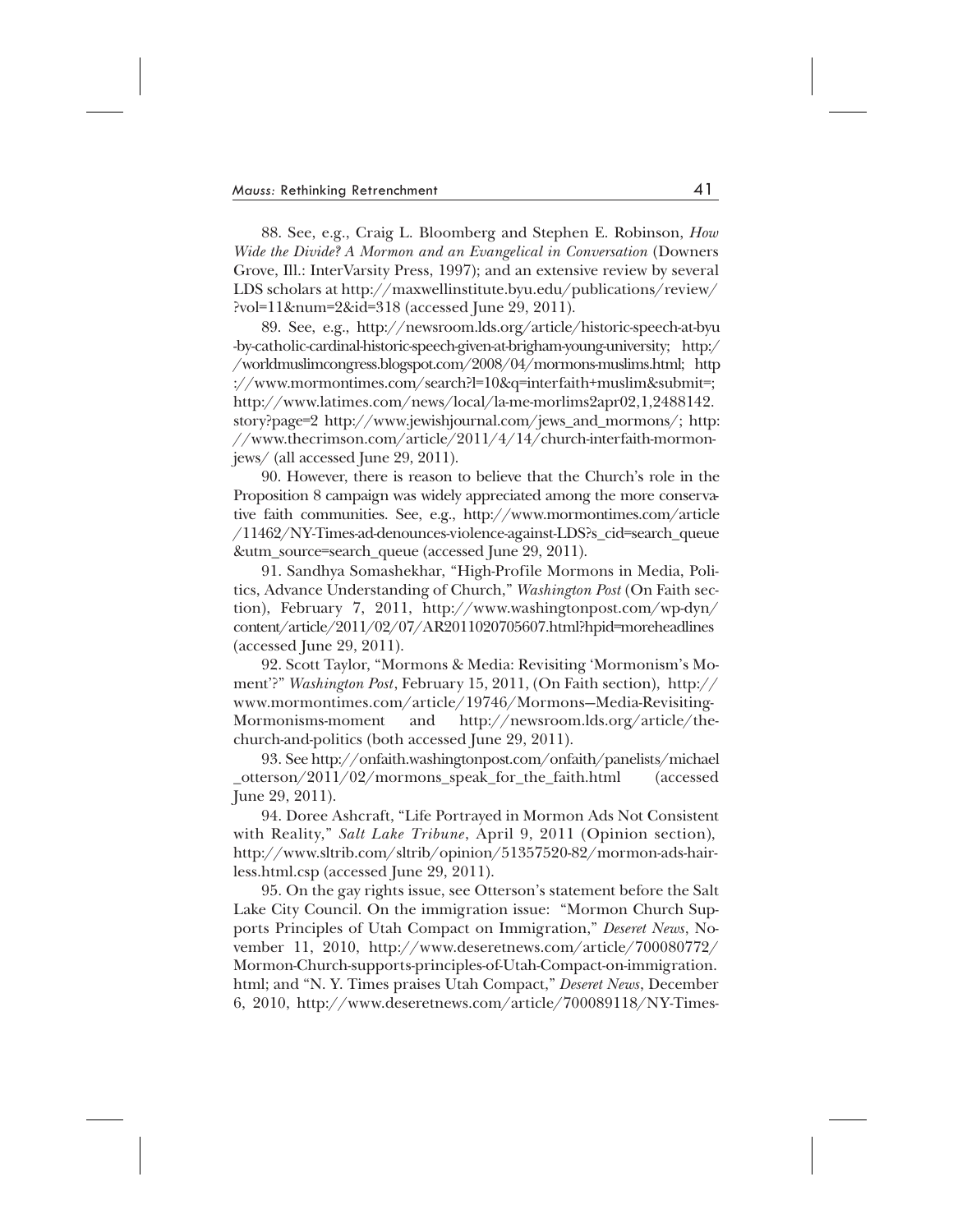88. See, e.g., Craig L. Bloomberg and Stephen E. Robinson, *How Wide the Divide? A Mormon and an Evangelical in Conversation* (Downers Grove, Ill.: InterVarsity Press, 1997); and an extensive review by several LDS scholars at http://maxwellinstitute.byu.edu/publications/review/?vol=11&num=2&id=318 (accessed June 29, 2011).

89. See, e.g., http://newsroom.lds.org/article/historic-speech-at-byu-by-catholic-cardinal-historic-speech-given-at-brigham-young-university; http://worldmuslimcongress.blogspot.com/2008/04/mormons-muslims.html; http://www.mormontimes.com/search?l=10&q=interfaith+muslim&submit=; http://www.latimes.com/news/local/la-me-morlims2apr02,1,2488142.story?page=2 http://www.jewishjournal.com/jews_and_mormons/; http://www.thecrimson.com/article/2011/4/14/church-interfaith-mormon-jews/ (all accessed June 29, 2011).

90. However, there is reason to believe that the Church's role in the Proposition 8 campaign was widely appreciated among the more conservative faith communities. See, e.g., http://www.mormontimes.com/article/11462/NY-Times-ad-denounces-violence-against-LDS?s_cid=search_queue&utm_source=search_queue (accessed June 29, 2011).

91. Sandhya Somashekhar, "High-Profile Mormons in Media, Politics, Advance Understanding of Church," *Washington Post* (On Faith section), February 7, 2011, http://www.washingtonpost.com/wp-dyn/content/article/2011/02/07/AR2011020705607.html?hpid=moreheadlines (accessed June 29, 2011).

92. Scott Taylor, "Mormons & Media: Revisiting 'Mormonism's Moment'?" *Washington Post*, February 15, 2011, (On Faith section), http://www.mormontimes.com/article/19746/Mormons--Media-Revisiting-Mormonisms-moment and http://newsroom.lds.org/article/the-church-and-politics (both accessed June 29, 2011).

93. See http://onfaith.washingtonpost.com/onfaith/panelists/michael_otterson/2011/02/mormons_speak_for_the_faith.html (accessed June 29, 2011).

94. Doree Ashcraft, "Life Portrayed in Mormon Ads Not Consistent with Reality," *Salt Lake Tribune*, April 9, 2011 (Opinion section), http://www.sltrib.com/sltrib/opinion/51357520-82/mormon-ads-hair-less.html.csp (accessed June 29, 2011).

95. On the gay rights issue, see Otterson's statement before the Salt Lake City Council. On the immigration issue: "Mormon Church Supports Principles of Utah Compact on Immigration," *Deseret News*, November 11, 2010, http://www.deseretnews.com/article/700080772/Mormon-Church-supports-principles-of-Utah-Compact-on-immigration.html; and "N. Y. Times praises Utah Compact," *Deseret News*, December 6, 2010, http://www.deseretnews.com/article/700089118/NY-Times-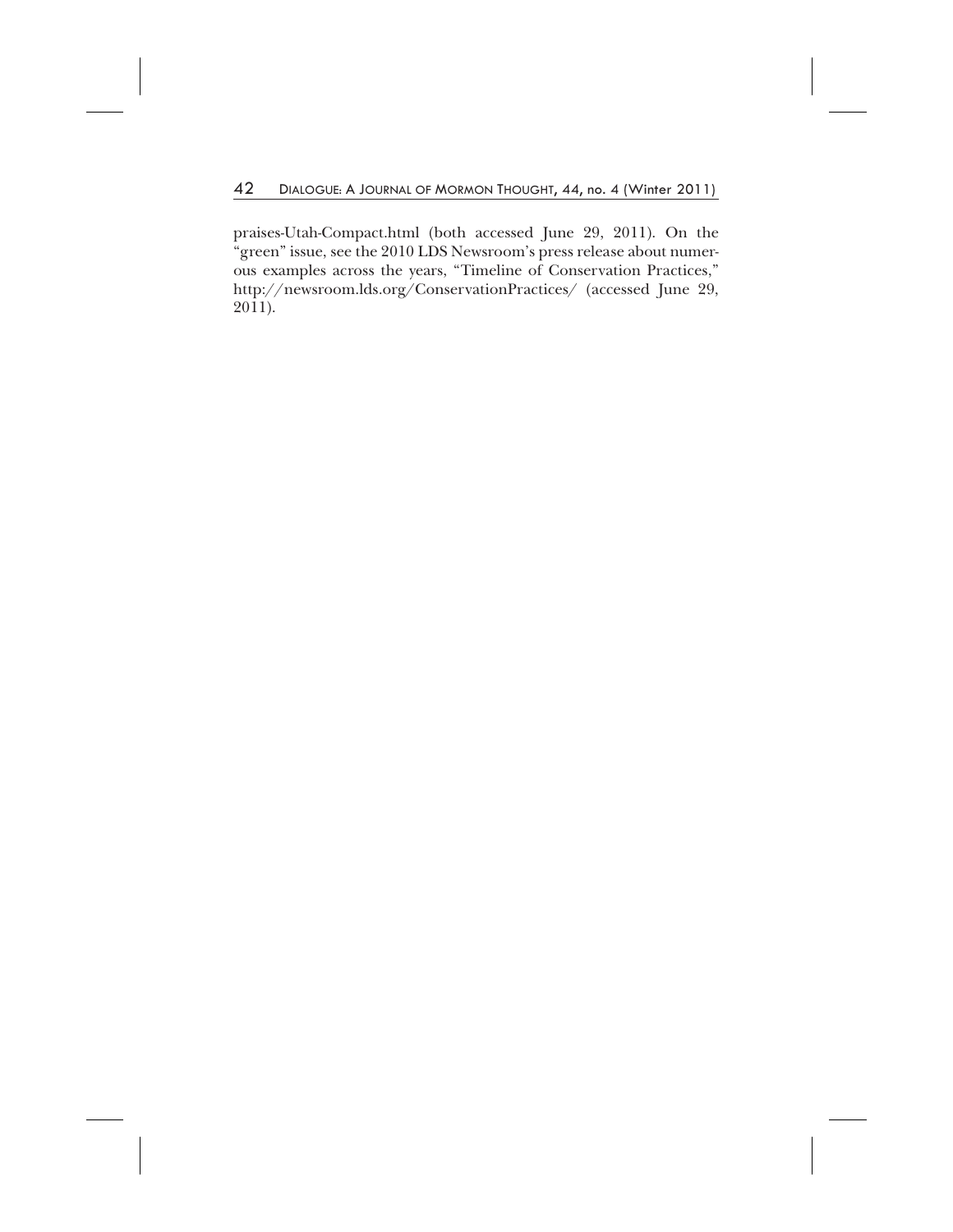praises-Utah-Compact.html (both accessed June 29, 2011). On the "green" issue, see the 2010 LDS Newsroom's press release about numerous examples across the years, "Timeline of Conservation Practices," http://newsroom.lds.org/ConservationPractices/ (accessed June 29, 2011).